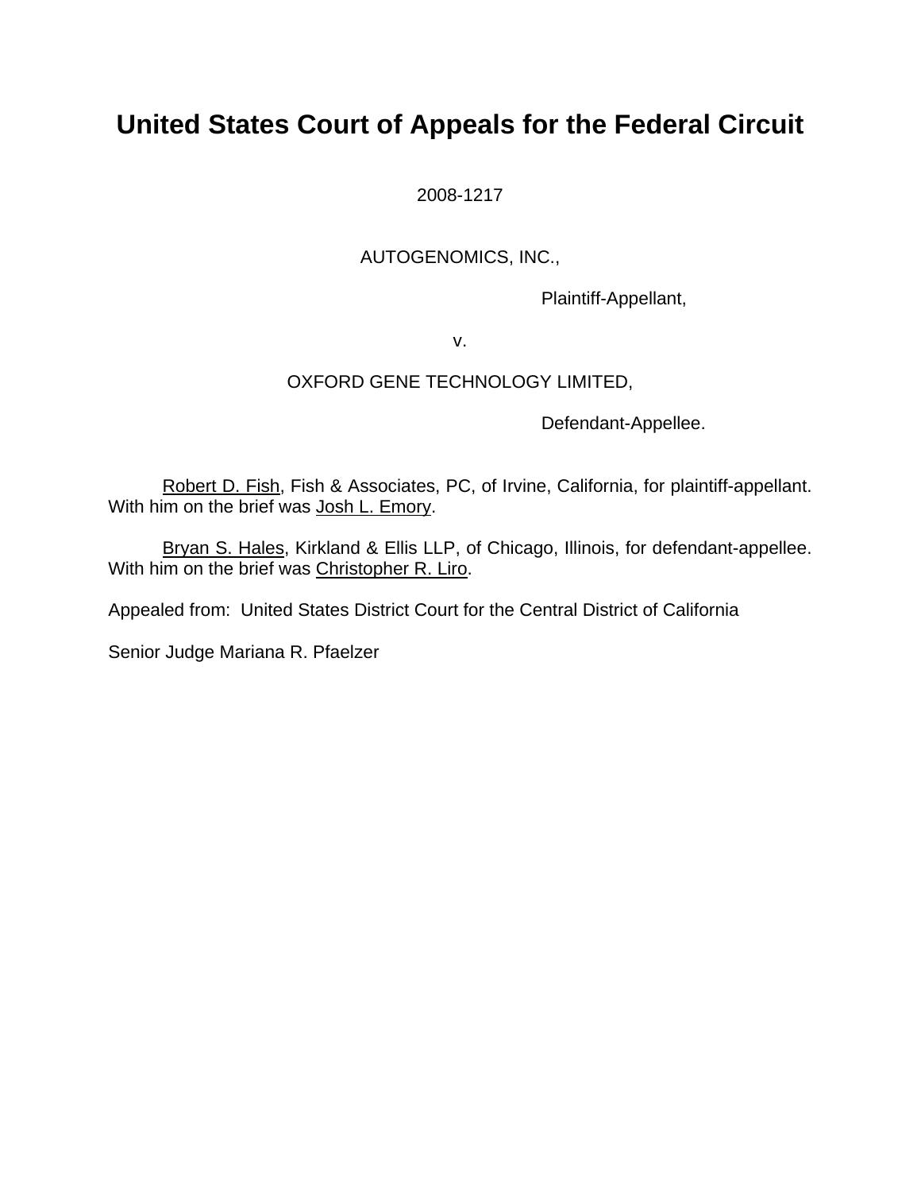# United States Court of Appeals for the Federal Circuit

2008-1217

AUTOGENOMICS, INC.,

Plaintiff-Appellant,

v.

OXFORD GENE TECHNOLOGY LIMITED,

Defendant-Appellee.

Robert D. Fish, Fish & Associates, PC, of Irvine, California, for plaintiff-appellant. With him on the brief was Josh L. Emory.

Bryan S. Hales, Kirkland & Ellis LLP, of Chicago, Illinois, for defendant-appellee. With him on the brief was Christopher R. Liro.

Appealed from: United States District Court for the Central District of California

Senior Judge Mariana R. Pfaelzer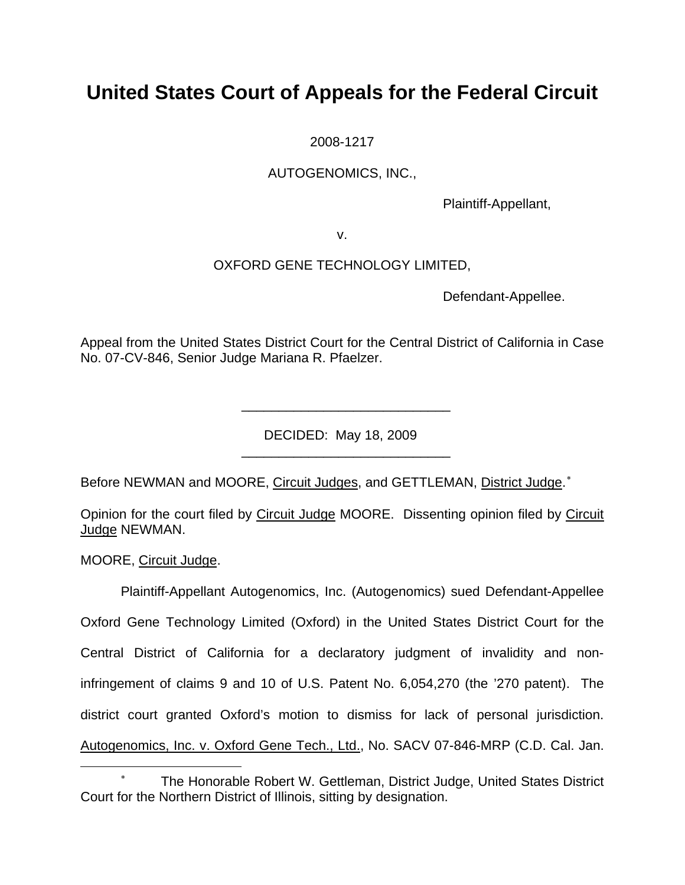# United States Court of Appeals for the Federal Circuit

2008-1217

AUTOGENOMICS, INC.,

Plaintiff-Appellant,

v.

OXFORD GENE TECHNOLOGY LIMITED,

Defendant-Appellee.

Appeal from the United States District Court for the Central District of California in Case No. 07-CV-846, Senior Judge Mariana R. Pfaelzer.

---

DECIDED: May 18, 2009

---

Before NEWMAN and MOORE, Circuit Judges, and GETTLEMAN, District Judge.[*]

Opinion for the court filed by Circuit Judge MOORE. Dissenting opinion filed by Circuit Judge NEWMAN.

MOORE, Circuit Judge.

Plaintiff-Appellant Autogenomics, Inc. (Autogenomics) sued Defendant-Appellee Oxford Gene Technology Limited (Oxford) in the United States District Court for the Central District of California for a declaratory judgment of invalidity and non-infringement of claims 9 and 10 of U.S. Patent No. 6,054,270 (the '270 patent). The district court granted Oxford's motion to dismiss for lack of personal jurisdiction. Autogenomics, Inc. v. Oxford Gene Tech., Ltd., No. SACV 07-846-MRP (C.D. Cal. Jan.

---

[*] The Honorable Robert W. Gettleman, District Judge, United States District Court for the Northern District of Illinois, sitting by designation.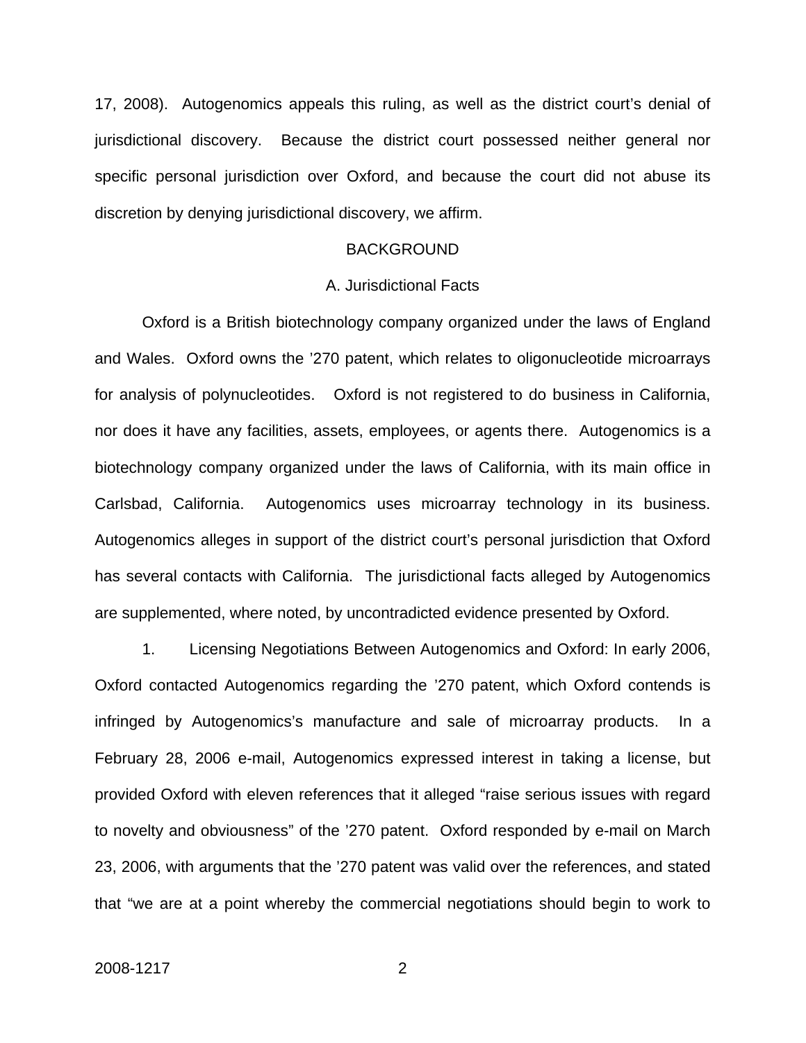17, 2008). Autogenomics appeals this ruling, as well as the district court's denial of jurisdictional discovery. Because the district court possessed neither general nor specific personal jurisdiction over Oxford, and because the court did not abuse its discretion by denying jurisdictional discovery, we affirm.

## BACKGROUND

### A. Jurisdictional Facts

Oxford is a British biotechnology company organized under the laws of England and Wales. Oxford owns the '270 patent, which relates to oligonucleotide microarrays for analysis of polynucleotides. Oxford is not registered to do business in California, nor does it have any facilities, assets, employees, or agents there. Autogenomics is a biotechnology company organized under the laws of California, with its main office in Carlsbad, California. Autogenomics uses microarray technology in its business. Autogenomics alleges in support of the district court's personal jurisdiction that Oxford has several contacts with California. The jurisdictional facts alleged by Autogenomics are supplemented, where noted, by uncontradicted evidence presented by Oxford.

1. Licensing Negotiations Between Autogenomics and Oxford: In early 2006, Oxford contacted Autogenomics regarding the '270 patent, which Oxford contends is infringed by Autogenomics's manufacture and sale of microarray products. In a February 28, 2006 e-mail, Autogenomics expressed interest in taking a license, but provided Oxford with eleven references that it alleged "raise serious issues with regard to novelty and obviousness" of the '270 patent. Oxford responded by e-mail on March 23, 2006, with arguments that the '270 patent was valid over the references, and stated that "we are at a point whereby the commercial negotiations should begin to work to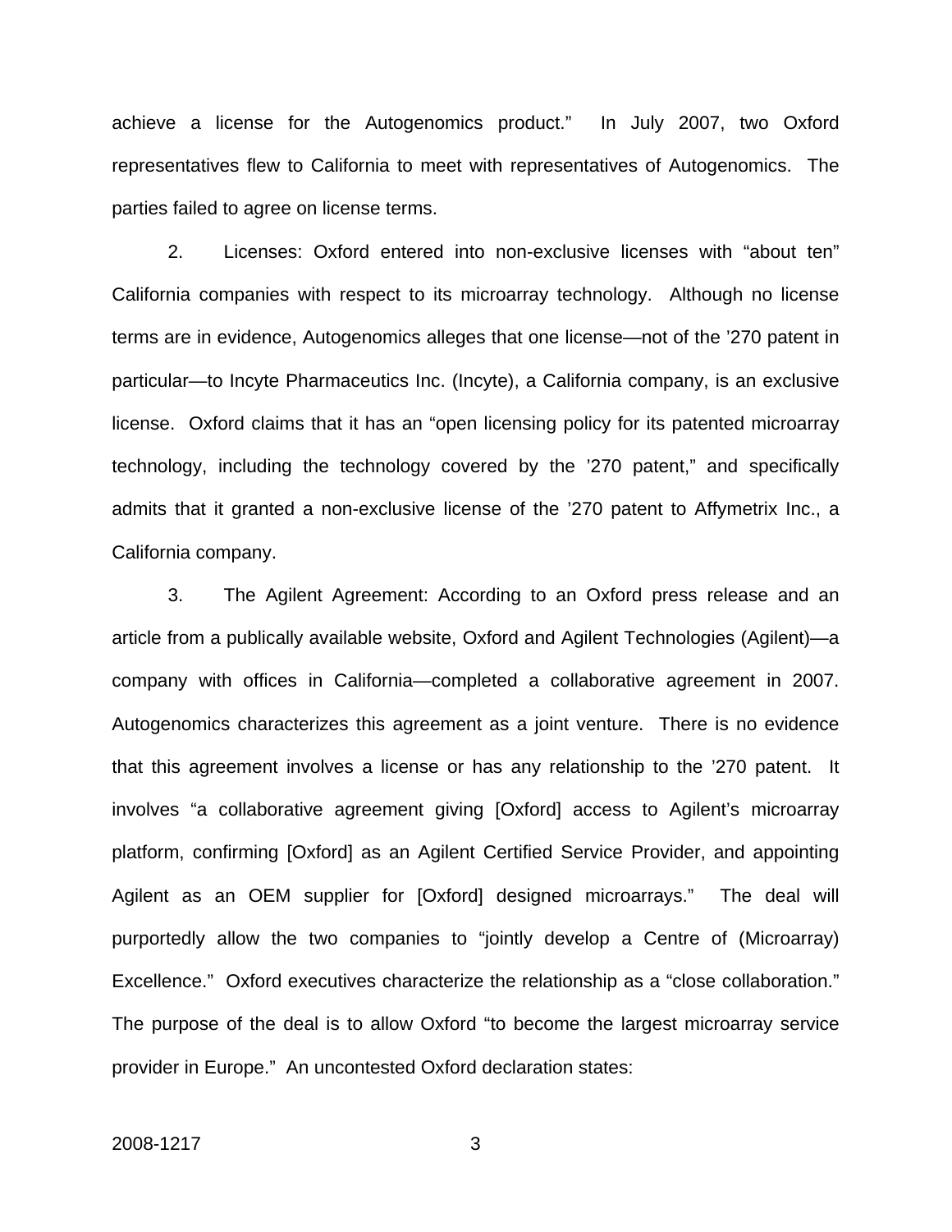achieve a license for the Autogenomics product." In July 2007, two Oxford representatives flew to California to meet with representatives of Autogenomics. The parties failed to agree on license terms.

2. Licenses: Oxford entered into non-exclusive licenses with "about ten" California companies with respect to its microarray technology. Although no license terms are in evidence, Autogenomics alleges that one license—not of the '270 patent in particular—to Incyte Pharmaceutics Inc. (Incyte), a California company, is an exclusive license. Oxford claims that it has an "open licensing policy for its patented microarray technology, including the technology covered by the '270 patent," and specifically admits that it granted a non-exclusive license of the '270 patent to Affymetrix Inc., a California company.

3. The Agilent Agreement: According to an Oxford press release and an article from a publically available website, Oxford and Agilent Technologies (Agilent)—a company with offices in California—completed a collaborative agreement in 2007. Autogenomics characterizes this agreement as a joint venture. There is no evidence that this agreement involves a license or has any relationship to the '270 patent. It involves "a collaborative agreement giving [Oxford] access to Agilent's microarray platform, confirming [Oxford] as an Agilent Certified Service Provider, and appointing Agilent as an OEM supplier for [Oxford] designed microarrays." The deal will purportedly allow the two companies to "jointly develop a Centre of (Microarray) Excellence." Oxford executives characterize the relationship as a "close collaboration." The purpose of the deal is to allow Oxford "to become the largest microarray service provider in Europe." An uncontested Oxford declaration states: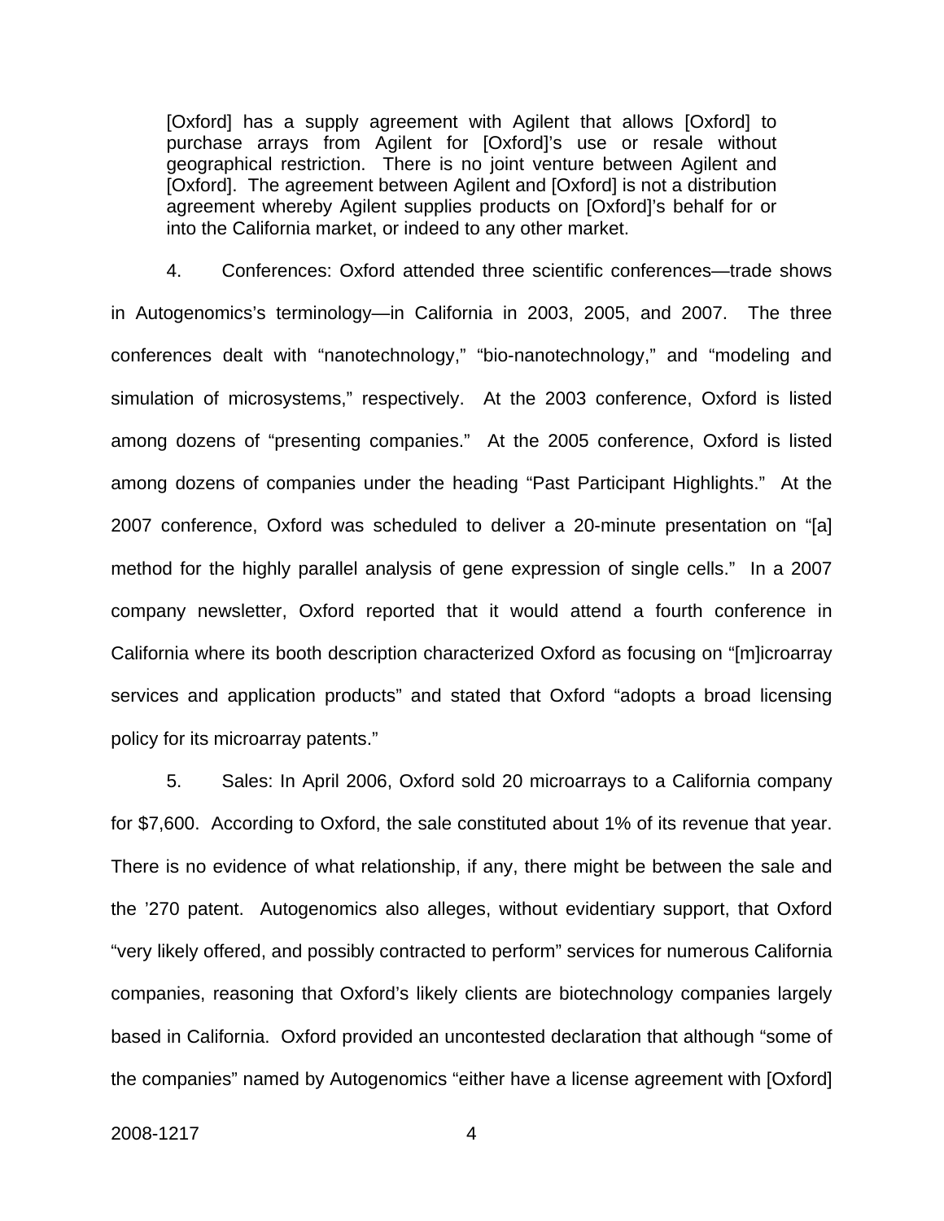> [Oxford] has a supply agreement with Agilent that allows [Oxford] to purchase arrays from Agilent for [Oxford]'s use or resale without geographical restriction. There is no joint venture between Agilent and [Oxford]. The agreement between Agilent and [Oxford] is not a distribution agreement whereby Agilent supplies products on [Oxford]'s behalf for or into the California market, or indeed to any other market.

4. Conferences: Oxford attended three scientific conferences—trade shows in Autogenomics's terminology—in California in 2003, 2005, and 2007. The three conferences dealt with "nanotechnology," "bio-nanotechnology," and "modeling and simulation of microsystems," respectively. At the 2003 conference, Oxford is listed among dozens of "presenting companies." At the 2005 conference, Oxford is listed among dozens of companies under the heading "Past Participant Highlights." At the 2007 conference, Oxford was scheduled to deliver a 20-minute presentation on "[a] method for the highly parallel analysis of gene expression of single cells." In a 2007 company newsletter, Oxford reported that it would attend a fourth conference in California where its booth description characterized Oxford as focusing on "[m]icroarray services and application products" and stated that Oxford "adopts a broad licensing policy for its microarray patents."

5. Sales: In April 2006, Oxford sold 20 microarrays to a California company for $7,600. According to Oxford, the sale constituted about 1% of its revenue that year. There is no evidence of what relationship, if any, there might be between the sale and the '270 patent. Autogenomics also alleges, without evidentiary support, that Oxford "very likely offered, and possibly contracted to perform" services for numerous California companies, reasoning that Oxford's likely clients are biotechnology companies largely based in California. Oxford provided an uncontested declaration that although "some of the companies" named by Autogenomics "either have a license agreement with [Oxford]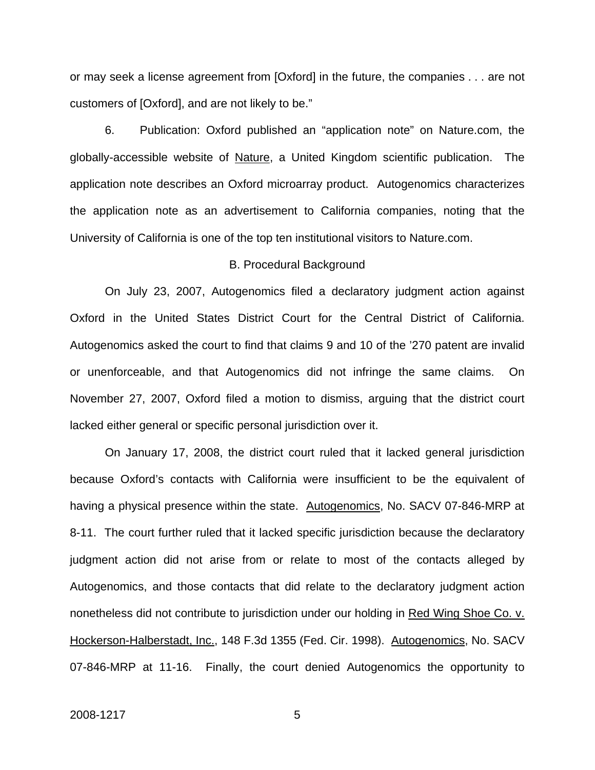or may seek a license agreement from [Oxford] in the future, the companies . . . are not customers of [Oxford], and are not likely to be."

6. Publication: Oxford published an "application note" on Nature.com, the globally-accessible website of Nature, a United Kingdom scientific publication. The application note describes an Oxford microarray product. Autogenomics characterizes the application note as an advertisement to California companies, noting that the University of California is one of the top ten institutional visitors to Nature.com.

## B. Procedural Background

On July 23, 2007, Autogenomics filed a declaratory judgment action against Oxford in the United States District Court for the Central District of California. Autogenomics asked the court to find that claims 9 and 10 of the '270 patent are invalid or unenforceable, and that Autogenomics did not infringe the same claims. On November 27, 2007, Oxford filed a motion to dismiss, arguing that the district court lacked either general or specific personal jurisdiction over it.

On January 17, 2008, the district court ruled that it lacked general jurisdiction because Oxford's contacts with California were insufficient to be the equivalent of having a physical presence within the state. Autogenomics, No. SACV 07-846-MRP at 8-11. The court further ruled that it lacked specific jurisdiction because the declaratory judgment action did not arise from or relate to most of the contacts alleged by Autogenomics, and those contacts that did relate to the declaratory judgment action nonetheless did not contribute to jurisdiction under our holding in Red Wing Shoe Co. v. Hockerson-Halberstadt, Inc., 148 F.3d 1355 (Fed. Cir. 1998). Autogenomics, No. SACV 07-846-MRP at 11-16. Finally, the court denied Autogenomics the opportunity to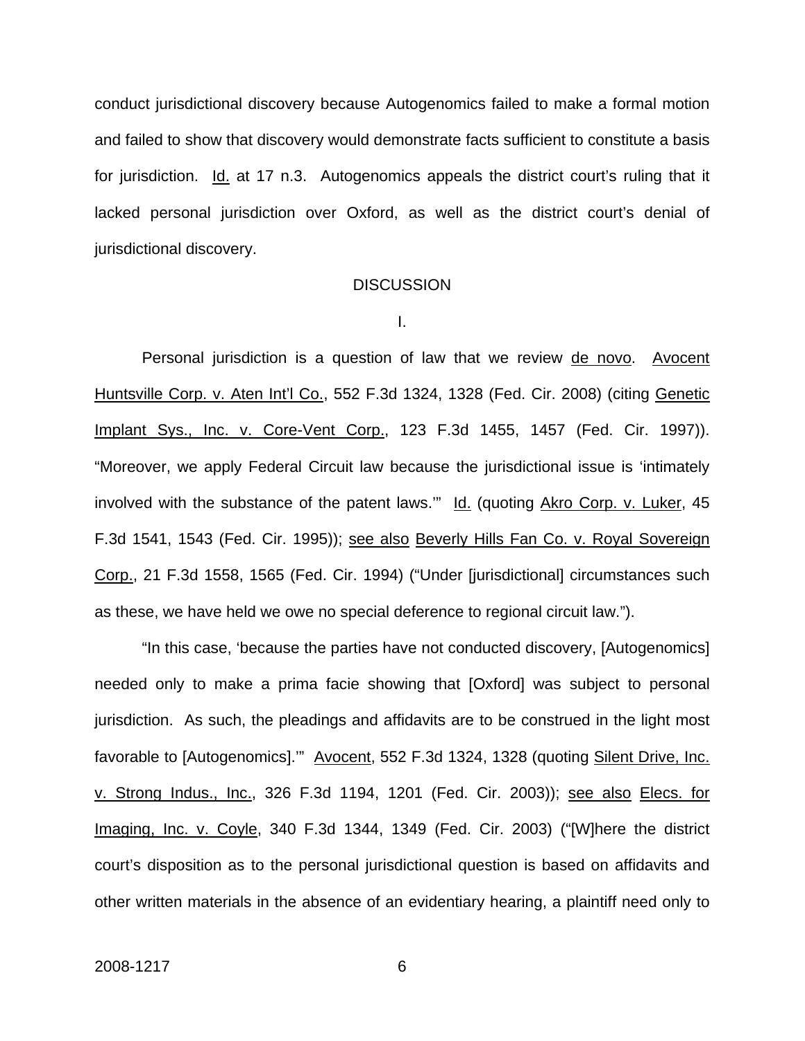conduct jurisdictional discovery because Autogenomics failed to make a formal motion and failed to show that discovery would demonstrate facts sufficient to constitute a basis for jurisdiction. Id. at 17 n.3. Autogenomics appeals the district court's ruling that it lacked personal jurisdiction over Oxford, as well as the district court's denial of jurisdictional discovery.

## DISCUSSION

### I.

Personal jurisdiction is a question of law that we review de novo. Avocent Huntsville Corp. v. Aten Int'l Co., 552 F.3d 1324, 1328 (Fed. Cir. 2008) (citing Genetic Implant Sys., Inc. v. Core-Vent Corp., 123 F.3d 1455, 1457 (Fed. Cir. 1997)). "Moreover, we apply Federal Circuit law because the jurisdictional issue is 'intimately involved with the substance of the patent laws.'" Id. (quoting Akro Corp. v. Luker, 45 F.3d 1541, 1543 (Fed. Cir. 1995)); see also Beverly Hills Fan Co. v. Royal Sovereign Corp., 21 F.3d 1558, 1565 (Fed. Cir. 1994) ("Under [jurisdictional] circumstances such as these, we have held we owe no special deference to regional circuit law.").

"In this case, 'because the parties have not conducted discovery, [Autogenomics] needed only to make a prima facie showing that [Oxford] was subject to personal jurisdiction. As such, the pleadings and affidavits are to be construed in the light most favorable to [Autogenomics].'" Avocent, 552 F.3d 1324, 1328 (quoting Silent Drive, Inc. v. Strong Indus., Inc., 326 F.3d 1194, 1201 (Fed. Cir. 2003)); see also Elecs. for Imaging, Inc. v. Coyle, 340 F.3d 1344, 1349 (Fed. Cir. 2003) ("[W]here the district court's disposition as to the personal jurisdictional question is based on affidavits and other written materials in the absence of an evidentiary hearing, a plaintiff need only to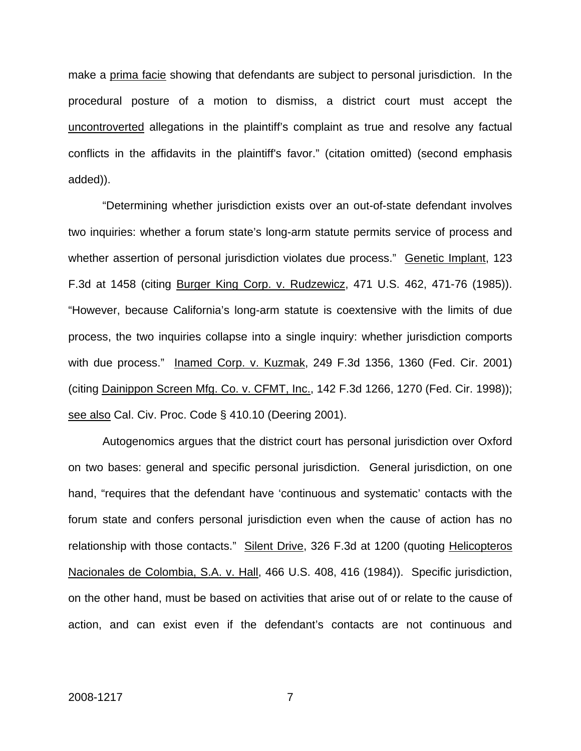make a prima facie showing that defendants are subject to personal jurisdiction. In the procedural posture of a motion to dismiss, a district court must accept the uncontroverted allegations in the plaintiff's complaint as true and resolve any factual conflicts in the affidavits in the plaintiff's favor." (citation omitted) (second emphasis added)).

"Determining whether jurisdiction exists over an out-of-state defendant involves two inquiries: whether a forum state's long-arm statute permits service of process and whether assertion of personal jurisdiction violates due process." Genetic Implant, 123 F.3d at 1458 (citing Burger King Corp. v. Rudzewicz, 471 U.S. 462, 471-76 (1985)). "However, because California's long-arm statute is coextensive with the limits of due process, the two inquiries collapse into a single inquiry: whether jurisdiction comports with due process." Inamed Corp. v. Kuzmak, 249 F.3d 1356, 1360 (Fed. Cir. 2001) (citing Dainippon Screen Mfg. Co. v. CFMT, Inc., 142 F.3d 1266, 1270 (Fed. Cir. 1998)); see also Cal. Civ. Proc. Code § 410.10 (Deering 2001).

Autogenomics argues that the district court has personal jurisdiction over Oxford on two bases: general and specific personal jurisdiction. General jurisdiction, on one hand, "requires that the defendant have 'continuous and systematic' contacts with the forum state and confers personal jurisdiction even when the cause of action has no relationship with those contacts." Silent Drive, 326 F.3d at 1200 (quoting Helicopteros Nacionales de Colombia, S.A. v. Hall, 466 U.S. 408, 416 (1984)). Specific jurisdiction, on the other hand, must be based on activities that arise out of or relate to the cause of action, and can exist even if the defendant's contacts are not continuous and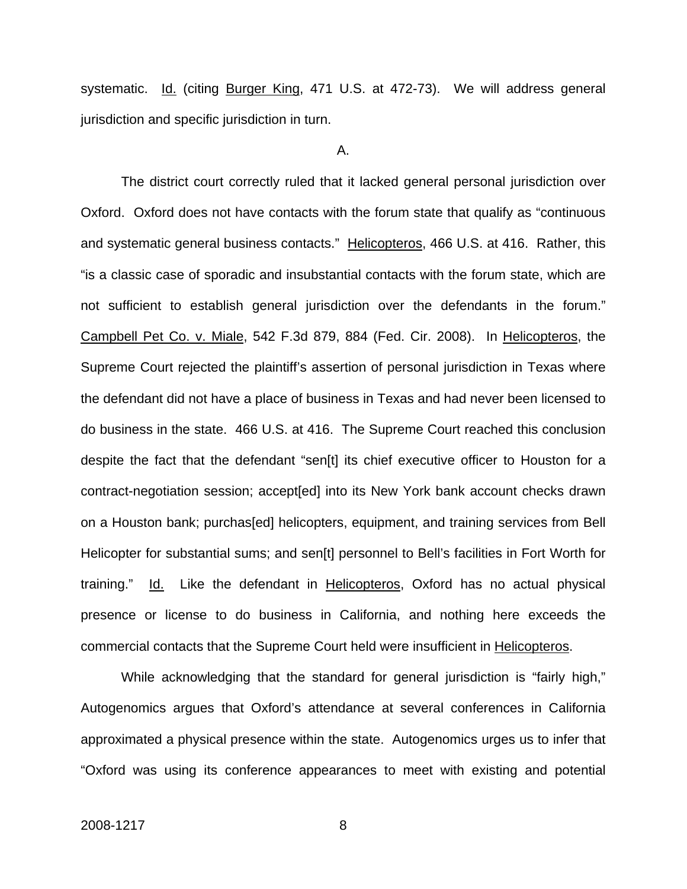systematic. Id. (citing Burger King, 471 U.S. at 472-73). We will address general jurisdiction and specific jurisdiction in turn.

A.

The district court correctly ruled that it lacked general personal jurisdiction over Oxford. Oxford does not have contacts with the forum state that qualify as "continuous and systematic general business contacts." Helicopteros, 466 U.S. at 416. Rather, this "is a classic case of sporadic and insubstantial contacts with the forum state, which are not sufficient to establish general jurisdiction over the defendants in the forum." Campbell Pet Co. v. Miale, 542 F.3d 879, 884 (Fed. Cir. 2008). In Helicopteros, the Supreme Court rejected the plaintiff's assertion of personal jurisdiction in Texas where the defendant did not have a place of business in Texas and had never been licensed to do business in the state. 466 U.S. at 416. The Supreme Court reached this conclusion despite the fact that the defendant "sen[t] its chief executive officer to Houston for a contract-negotiation session; accept[ed] into its New York bank account checks drawn on a Houston bank; purchas[ed] helicopters, equipment, and training services from Bell Helicopter for substantial sums; and sen[t] personnel to Bell's facilities in Fort Worth for training." Id. Like the defendant in Helicopteros, Oxford has no actual physical presence or license to do business in California, and nothing here exceeds the commercial contacts that the Supreme Court held were insufficient in Helicopteros.

While acknowledging that the standard for general jurisdiction is "fairly high," Autogenomics argues that Oxford's attendance at several conferences in California approximated a physical presence within the state. Autogenomics urges us to infer that "Oxford was using its conference appearances to meet with existing and potential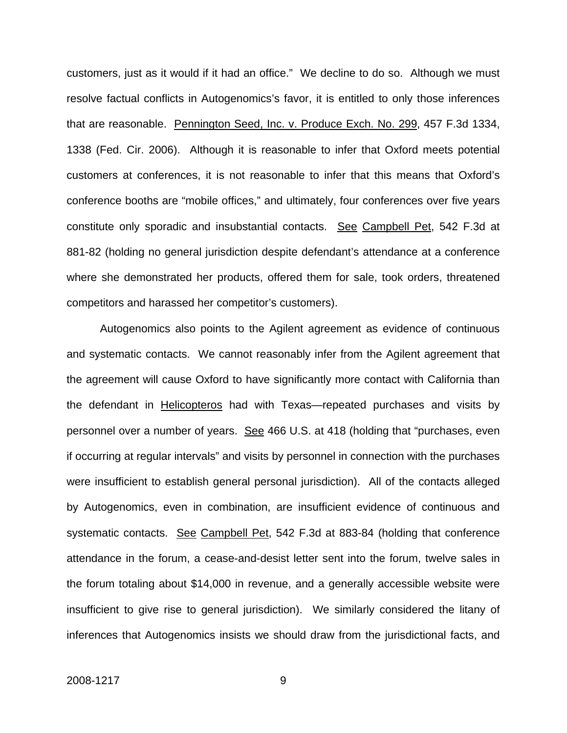customers, just as it would if it had an office." We decline to do so. Although we must resolve factual conflicts in Autogenomics's favor, it is entitled to only those inferences that are reasonable. Pennington Seed, Inc. v. Produce Exch. No. 299, 457 F.3d 1334, 1338 (Fed. Cir. 2006). Although it is reasonable to infer that Oxford meets potential customers at conferences, it is not reasonable to infer that this means that Oxford's conference booths are "mobile offices," and ultimately, four conferences over five years constitute only sporadic and insubstantial contacts. See Campbell Pet, 542 F.3d at 881-82 (holding no general jurisdiction despite defendant's attendance at a conference where she demonstrated her products, offered them for sale, took orders, threatened competitors and harassed her competitor's customers).

Autogenomics also points to the Agilent agreement as evidence of continuous and systematic contacts. We cannot reasonably infer from the Agilent agreement that the agreement will cause Oxford to have significantly more contact with California than the defendant in Helicopteros had with Texas—repeated purchases and visits by personnel over a number of years. See 466 U.S. at 418 (holding that "purchases, even if occurring at regular intervals" and visits by personnel in connection with the purchases were insufficient to establish general personal jurisdiction). All of the contacts alleged by Autogenomics, even in combination, are insufficient evidence of continuous and systematic contacts. See Campbell Pet, 542 F.3d at 883-84 (holding that conference attendance in the forum, a cease-and-desist letter sent into the forum, twelve sales in the forum totaling about $14,000 in revenue, and a generally accessible website were insufficient to give rise to general jurisdiction). We similarly considered the litany of inferences that Autogenomics insists we should draw from the jurisdictional facts, and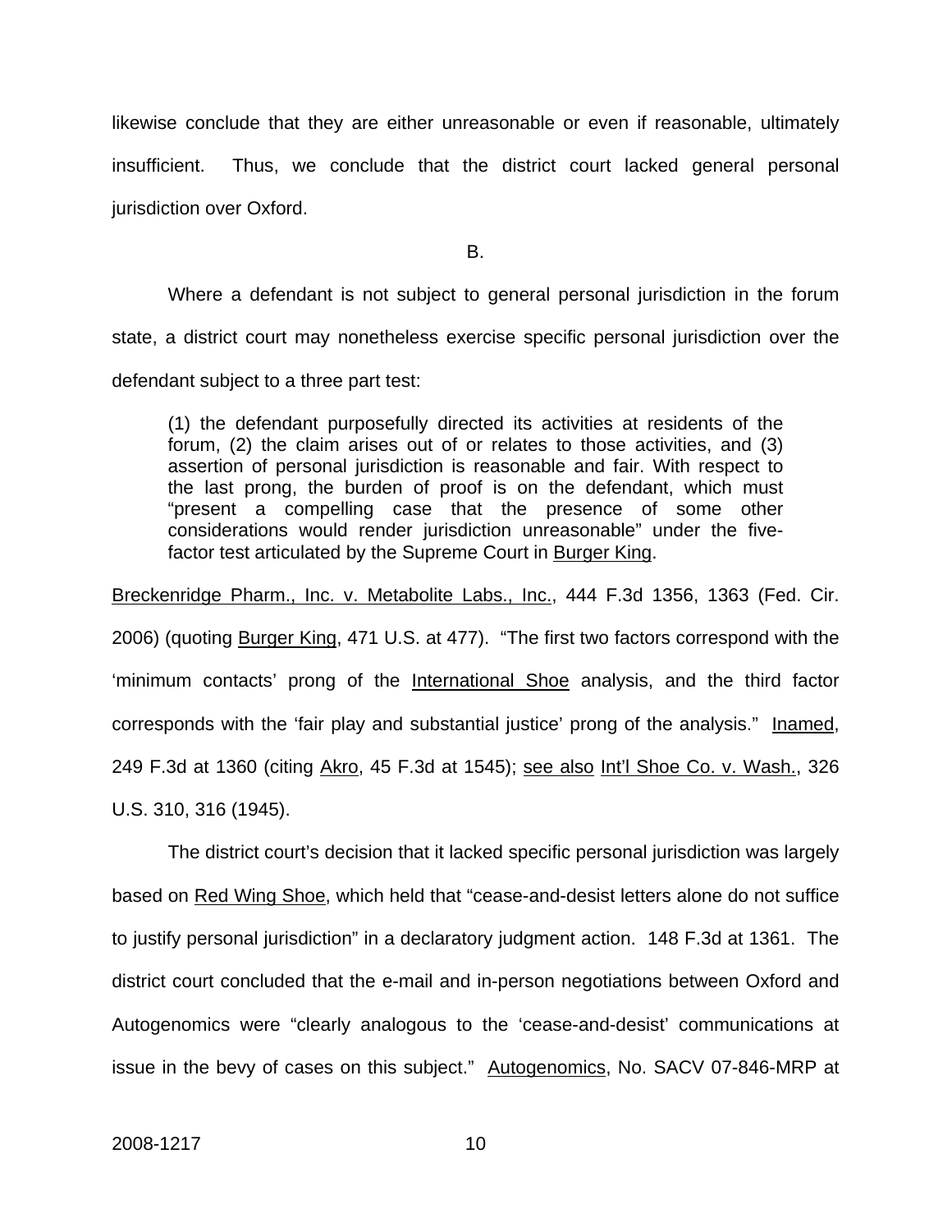likewise conclude that they are either unreasonable or even if reasonable, ultimately insufficient. Thus, we conclude that the district court lacked general personal jurisdiction over Oxford.

B.

Where a defendant is not subject to general personal jurisdiction in the forum state, a district court may nonetheless exercise specific personal jurisdiction over the defendant subject to a three part test:

> (1) the defendant purposefully directed its activities at residents of the forum, (2) the claim arises out of or relates to those activities, and (3) assertion of personal jurisdiction is reasonable and fair. With respect to the last prong, the burden of proof is on the defendant, which must "present a compelling case that the presence of some other considerations would render jurisdiction unreasonable" under the five-factor test articulated by the Supreme Court in Burger King.

Breckenridge Pharm., Inc. v. Metabolite Labs., Inc., 444 F.3d 1356, 1363 (Fed. Cir. 2006) (quoting Burger King, 471 U.S. at 477). "The first two factors correspond with the 'minimum contacts' prong of the International Shoe analysis, and the third factor corresponds with the 'fair play and substantial justice' prong of the analysis." Inamed, 249 F.3d at 1360 (citing Akro, 45 F.3d at 1545); see also Int'l Shoe Co. v. Wash., 326 U.S. 310, 316 (1945).

The district court's decision that it lacked specific personal jurisdiction was largely based on Red Wing Shoe, which held that "cease-and-desist letters alone do not suffice to justify personal jurisdiction" in a declaratory judgment action. 148 F.3d at 1361. The district court concluded that the e-mail and in-person negotiations between Oxford and Autogenomics were "clearly analogous to the 'cease-and-desist' communications at issue in the bevy of cases on this subject." Autogenomics, No. SACV 07-846-MRP at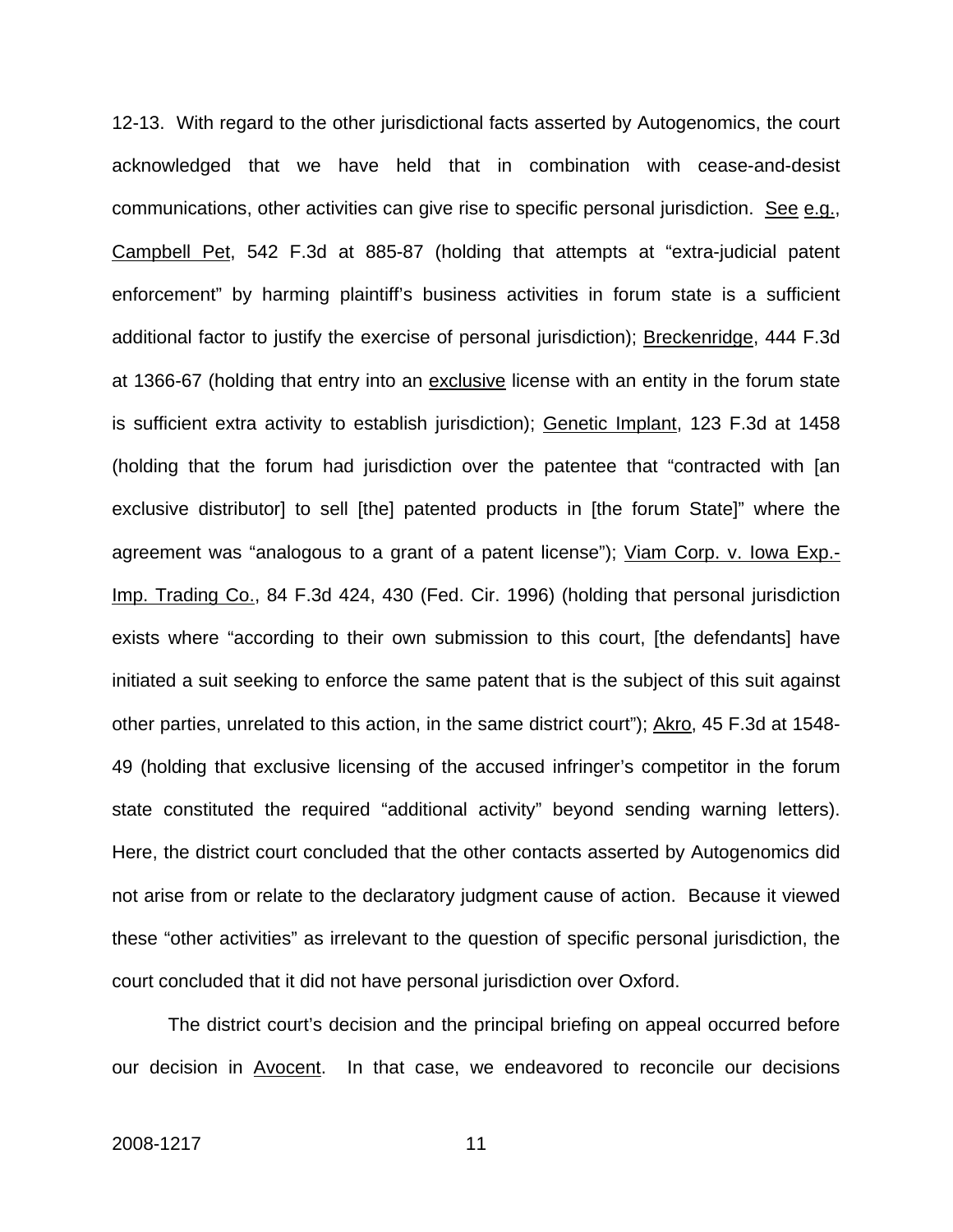12-13. With regard to the other jurisdictional facts asserted by Autogenomics, the court acknowledged that we have held that in combination with cease-and-desist communications, other activities can give rise to specific personal jurisdiction. See e.g., Campbell Pet, 542 F.3d at 885-87 (holding that attempts at "extra-judicial patent enforcement" by harming plaintiff's business activities in forum state is a sufficient additional factor to justify the exercise of personal jurisdiction); Breckenridge, 444 F.3d at 1366-67 (holding that entry into an exclusive license with an entity in the forum state is sufficient extra activity to establish jurisdiction); Genetic Implant, 123 F.3d at 1458 (holding that the forum had jurisdiction over the patentee that "contracted with [an exclusive distributor] to sell [the] patented products in [the forum State]" where the agreement was "analogous to a grant of a patent license"); Viam Corp. v. Iowa Exp.-Imp. Trading Co., 84 F.3d 424, 430 (Fed. Cir. 1996) (holding that personal jurisdiction exists where "according to their own submission to this court, [the defendants] have initiated a suit seeking to enforce the same patent that is the subject of this suit against other parties, unrelated to this action, in the same district court"); Akro, 45 F.3d at 1548-49 (holding that exclusive licensing of the accused infringer's competitor in the forum state constituted the required "additional activity" beyond sending warning letters). Here, the district court concluded that the other contacts asserted by Autogenomics did not arise from or relate to the declaratory judgment cause of action. Because it viewed these "other activities" as irrelevant to the question of specific personal jurisdiction, the court concluded that it did not have personal jurisdiction over Oxford.

The district court's decision and the principal briefing on appeal occurred before our decision in Avocent. In that case, we endeavored to reconcile our decisions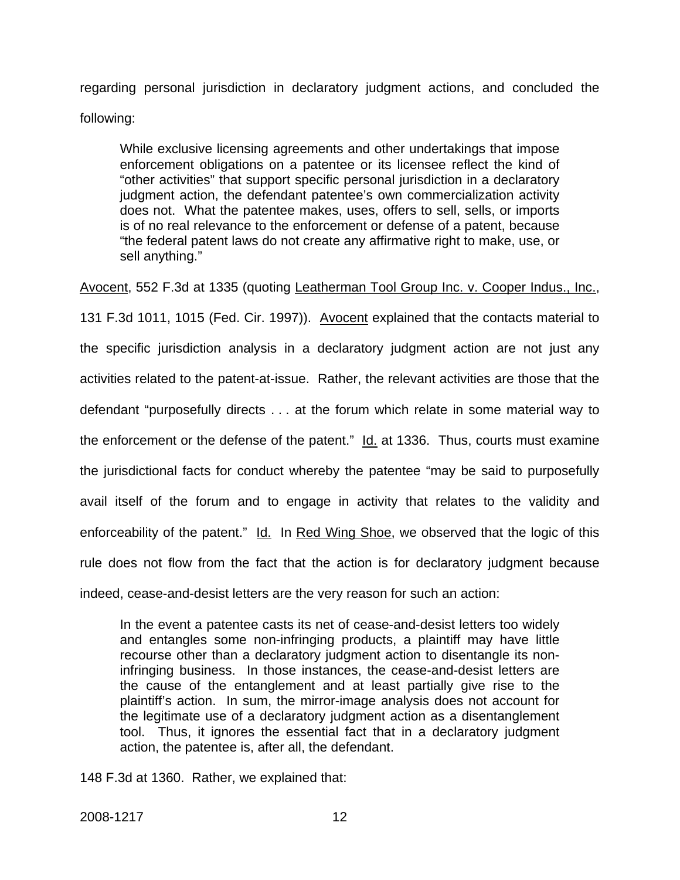regarding personal jurisdiction in declaratory judgment actions, and concluded the following:

> While exclusive licensing agreements and other undertakings that impose enforcement obligations on a patentee or its licensee reflect the kind of "other activities" that support specific personal jurisdiction in a declaratory judgment action, the defendant patentee's own commercialization activity does not. What the patentee makes, uses, offers to sell, sells, or imports is of no real relevance to the enforcement or defense of a patent, because "the federal patent laws do not create any affirmative right to make, use, or sell anything."

Avocent, 552 F.3d at 1335 (quoting Leatherman Tool Group Inc. v. Cooper Indus., Inc., 131 F.3d 1011, 1015 (Fed. Cir. 1997)). Avocent explained that the contacts material to the specific jurisdiction analysis in a declaratory judgment action are not just any activities related to the patent-at-issue. Rather, the relevant activities are those that the defendant "purposefully directs . . . at the forum which relate in some material way to the enforcement or the defense of the patent." Id. at 1336. Thus, courts must examine the jurisdictional facts for conduct whereby the patentee "may be said to purposefully avail itself of the forum and to engage in activity that relates to the validity and enforceability of the patent." Id. In Red Wing Shoe, we observed that the logic of this rule does not flow from the fact that the action is for declaratory judgment because indeed, cease-and-desist letters are the very reason for such an action:

> In the event a patentee casts its net of cease-and-desist letters too widely and entangles some non-infringing products, a plaintiff may have little recourse other than a declaratory judgment action to disentangle its non-infringing business. In those instances, the cease-and-desist letters are the cause of the entanglement and at least partially give rise to the plaintiff's action. In sum, the mirror-image analysis does not account for the legitimate use of a declaratory judgment action as a disentanglement tool. Thus, it ignores the essential fact that in a declaratory judgment action, the patentee is, after all, the defendant.

148 F.3d at 1360. Rather, we explained that: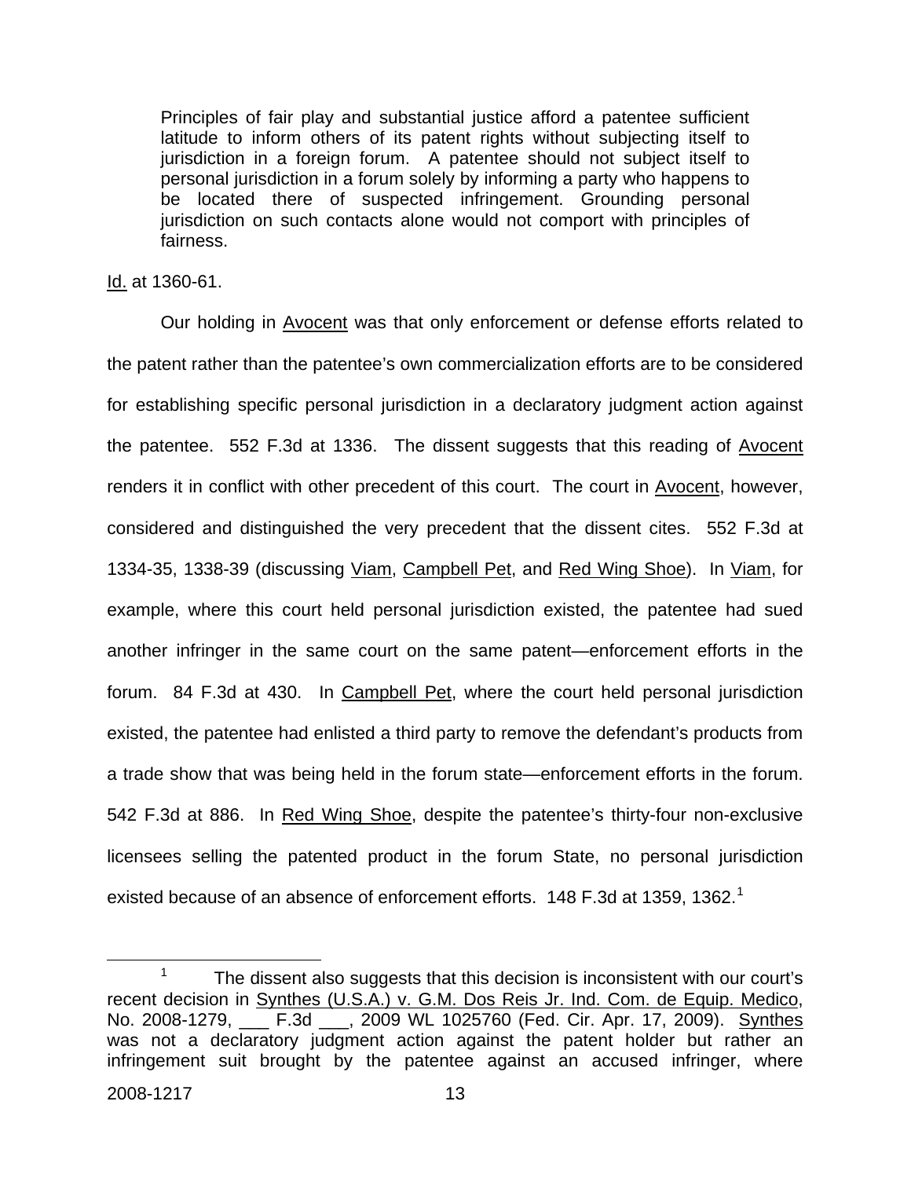> Principles of fair play and substantial justice afford a patentee sufficient latitude to inform others of its patent rights without subjecting itself to jurisdiction in a foreign forum. A patentee should not subject itself to personal jurisdiction in a forum solely by informing a party who happens to be located there of suspected infringement. Grounding personal jurisdiction on such contacts alone would not comport with principles of fairness.

Id. at 1360-61.

Our holding in Avocent was that only enforcement or defense efforts related to the patent rather than the patentee's own commercialization efforts are to be considered for establishing specific personal jurisdiction in a declaratory judgment action against the patentee. 552 F.3d at 1336. The dissent suggests that this reading of Avocent renders it in conflict with other precedent of this court. The court in Avocent, however, considered and distinguished the very precedent that the dissent cites. 552 F.3d at 1334-35, 1338-39 (discussing Viam, Campbell Pet, and Red Wing Shoe). In Viam, for example, where this court held personal jurisdiction existed, the patentee had sued another infringer in the same court on the same patent—enforcement efforts in the forum. 84 F.3d at 430. In Campbell Pet, where the court held personal jurisdiction existed, the patentee had enlisted a third party to remove the defendant's products from a trade show that was being held in the forum state—enforcement efforts in the forum. 542 F.3d at 886. In Red Wing Shoe, despite the patentee's thirty-four non-exclusive licensees selling the patented product in the forum State, no personal jurisdiction existed because of an absence of enforcement efforts. 148 F.3d at 1359, 1362.[1]

[1] The dissent also suggests that this decision is inconsistent with our court's recent decision in Synthes (U.S.A.) v. G.M. Dos Reis Jr. Ind. Com. de Equip. Medico, No. 2008-1279, ___ F.3d ___, 2009 WL 1025760 (Fed. Cir. Apr. 17, 2009). Synthes was not a declaratory judgment action against the patent holder but rather an infringement suit brought by the patentee against an accused infringer, where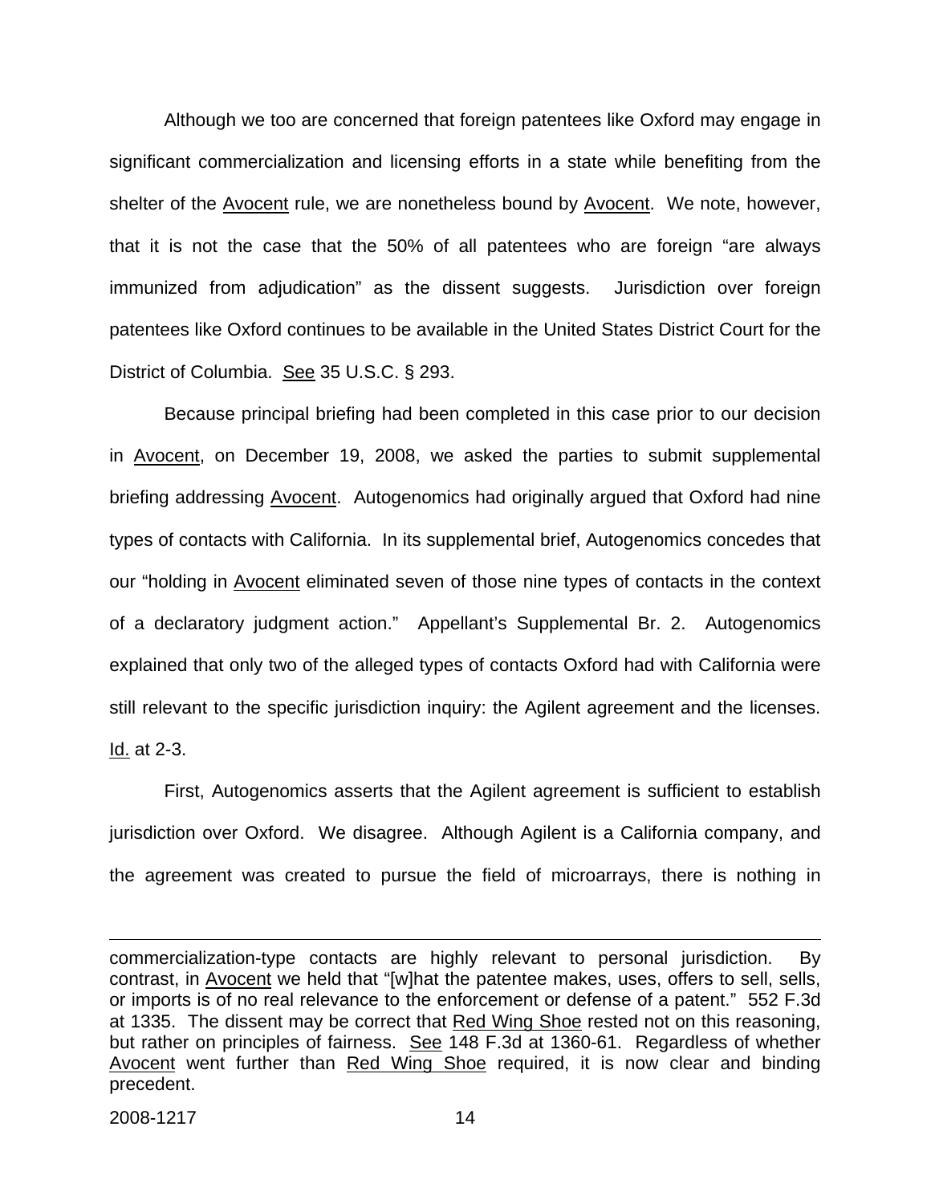Although we too are concerned that foreign patentees like Oxford may engage in significant commercialization and licensing efforts in a state while benefiting from the shelter of the Avocent rule, we are nonetheless bound by Avocent. We note, however, that it is not the case that the 50% of all patentees who are foreign "are always immunized from adjudication" as the dissent suggests. Jurisdiction over foreign patentees like Oxford continues to be available in the United States District Court for the District of Columbia. See 35 U.S.C. § 293.

Because principal briefing had been completed in this case prior to our decision in Avocent, on December 19, 2008, we asked the parties to submit supplemental briefing addressing Avocent. Autogenomics had originally argued that Oxford had nine types of contacts with California. In its supplemental brief, Autogenomics concedes that our "holding in Avocent eliminated seven of those nine types of contacts in the context of a declaratory judgment action." Appellant's Supplemental Br. 2. Autogenomics explained that only two of the alleged types of contacts Oxford had with California were still relevant to the specific jurisdiction inquiry: the Agilent agreement and the licenses. Id. at 2-3.

First, Autogenomics asserts that the Agilent agreement is sufficient to establish jurisdiction over Oxford. We disagree. Although Agilent is a California company, and the agreement was created to pursue the field of microarrays, there is nothing in

---

commercialization-type contacts are highly relevant to personal jurisdiction. By contrast, in Avocent we held that "[w]hat the patentee makes, uses, offers to sell, sells, or imports is of no real relevance to the enforcement or defense of a patent." 552 F.3d at 1335. The dissent may be correct that Red Wing Shoe rested not on this reasoning, but rather on principles of fairness. See 148 F.3d at 1360-61. Regardless of whether Avocent went further than Red Wing Shoe required, it is now clear and binding precedent.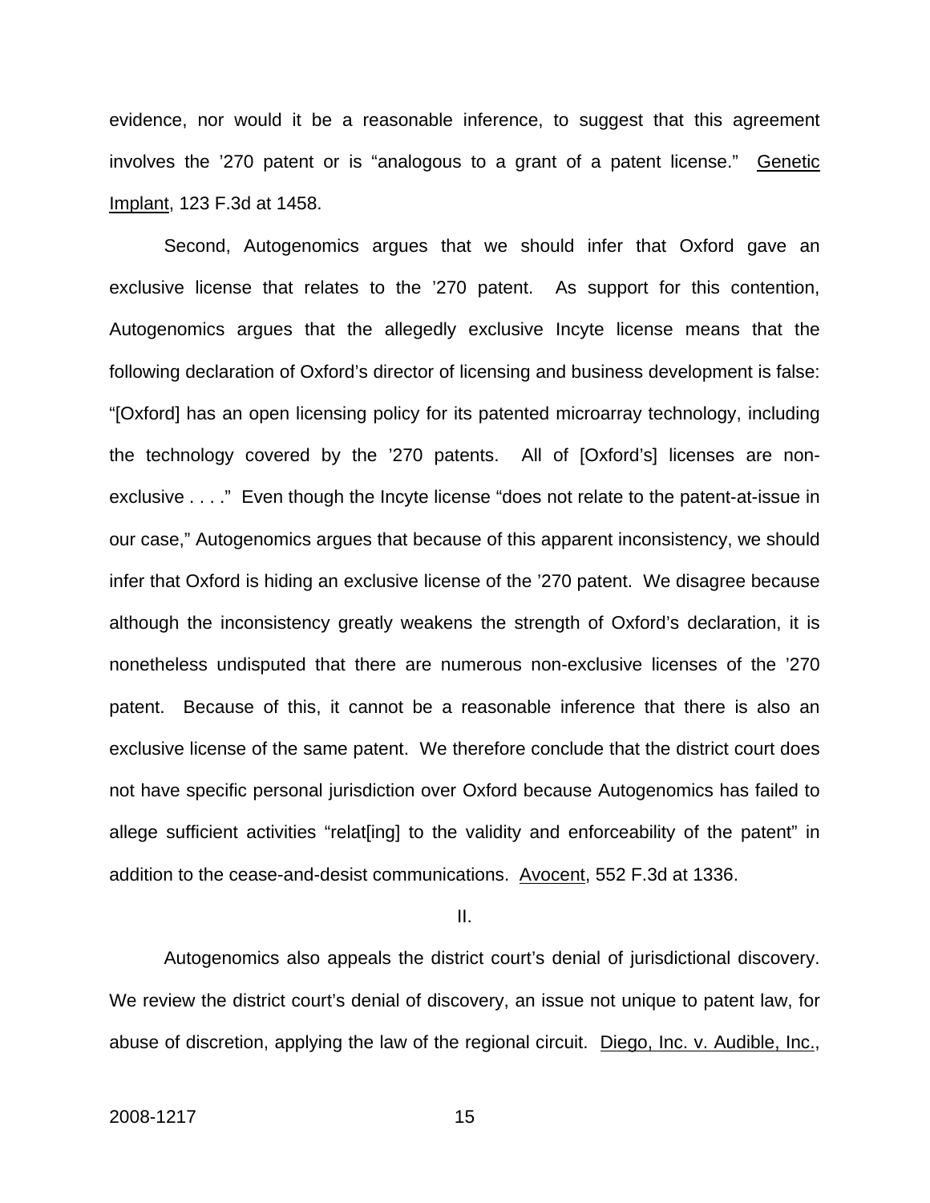evidence, nor would it be a reasonable inference, to suggest that this agreement involves the ’270 patent or is “analogous to a grant of a patent license.” Genetic Implant, 123 F.3d at 1458.

Second, Autogenomics argues that we should infer that Oxford gave an exclusive license that relates to the ’270 patent. As support for this contention, Autogenomics argues that the allegedly exclusive Incyte license means that the following declaration of Oxford’s director of licensing and business development is false: “[Oxford] has an open licensing policy for its patented microarray technology, including the technology covered by the ’270 patents. All of [Oxford’s] licenses are non-exclusive . . . .” Even though the Incyte license “does not relate to the patent-at-issue in our case,” Autogenomics argues that because of this apparent inconsistency, we should infer that Oxford is hiding an exclusive license of the ’270 patent. We disagree because although the inconsistency greatly weakens the strength of Oxford’s declaration, it is nonetheless undisputed that there are numerous non-exclusive licenses of the ’270 patent. Because of this, it cannot be a reasonable inference that there is also an exclusive license of the same patent. We therefore conclude that the district court does not have specific personal jurisdiction over Oxford because Autogenomics has failed to allege sufficient activities “relat[ing] to the validity and enforceability of the patent” in addition to the cease-and-desist communications. Avocent, 552 F.3d at 1336.

II.

Autogenomics also appeals the district court’s denial of jurisdictional discovery. We review the district court’s denial of discovery, an issue not unique to patent law, for abuse of discretion, applying the law of the regional circuit. Diego, Inc. v. Audible, Inc.,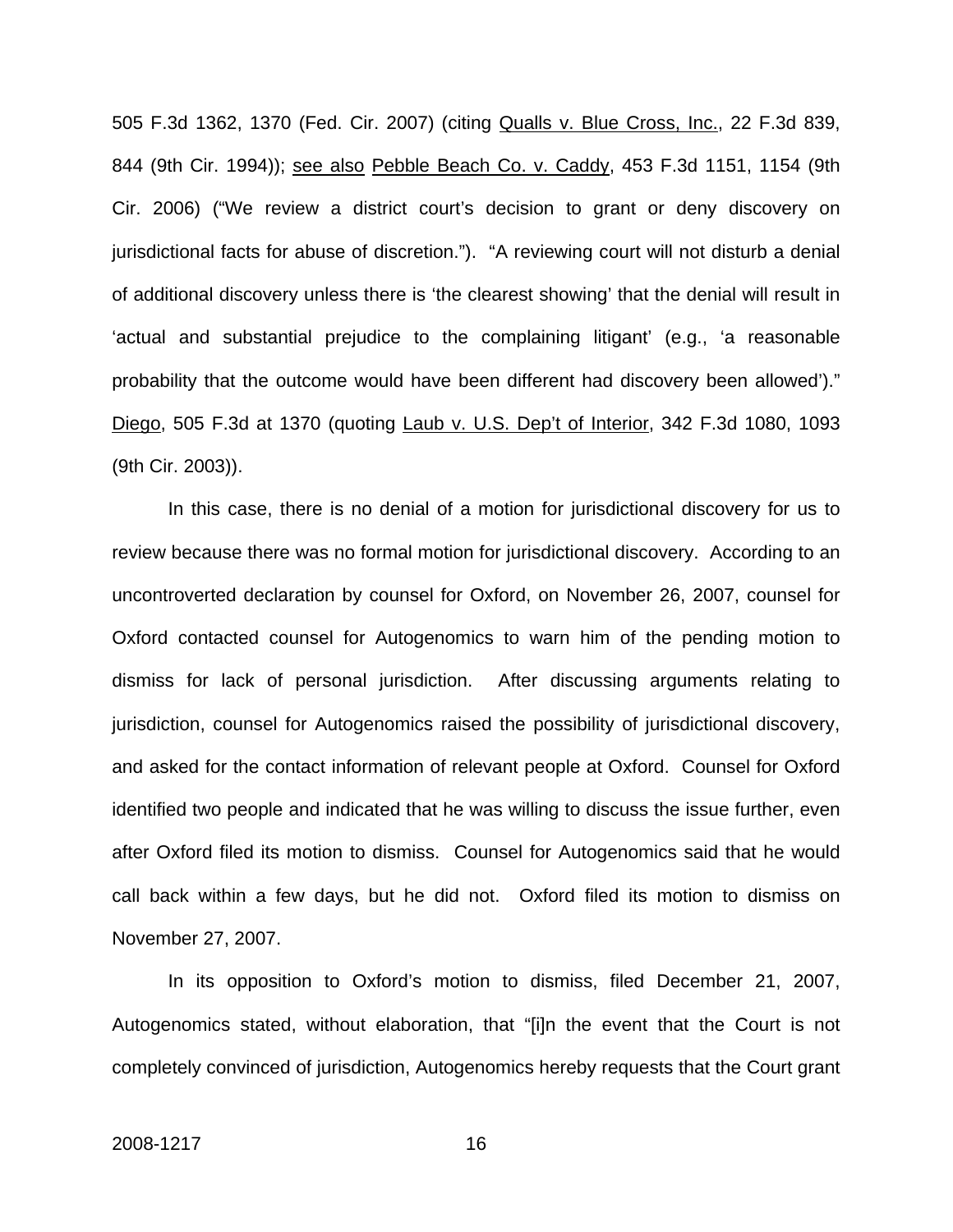505 F.3d 1362, 1370 (Fed. Cir. 2007) (citing Qualls v. Blue Cross, Inc., 22 F.3d 839, 844 (9th Cir. 1994)); see also Pebble Beach Co. v. Caddy, 453 F.3d 1151, 1154 (9th Cir. 2006) ("We review a district court's decision to grant or deny discovery on jurisdictional facts for abuse of discretion."). "A reviewing court will not disturb a denial of additional discovery unless there is 'the clearest showing' that the denial will result in 'actual and substantial prejudice to the complaining litigant' (e.g., 'a reasonable probability that the outcome would have been different had discovery been allowed')." Diego, 505 F.3d at 1370 (quoting Laub v. U.S. Dep't of Interior, 342 F.3d 1080, 1093 (9th Cir. 2003)).

In this case, there is no denial of a motion for jurisdictional discovery for us to review because there was no formal motion for jurisdictional discovery. According to an uncontroverted declaration by counsel for Oxford, on November 26, 2007, counsel for Oxford contacted counsel for Autogenomics to warn him of the pending motion to dismiss for lack of personal jurisdiction. After discussing arguments relating to jurisdiction, counsel for Autogenomics raised the possibility of jurisdictional discovery, and asked for the contact information of relevant people at Oxford. Counsel for Oxford identified two people and indicated that he was willing to discuss the issue further, even after Oxford filed its motion to dismiss. Counsel for Autogenomics said that he would call back within a few days, but he did not. Oxford filed its motion to dismiss on November 27, 2007.

In its opposition to Oxford's motion to dismiss, filed December 21, 2007, Autogenomics stated, without elaboration, that "[i]n the event that the Court is not completely convinced of jurisdiction, Autogenomics hereby requests that the Court grant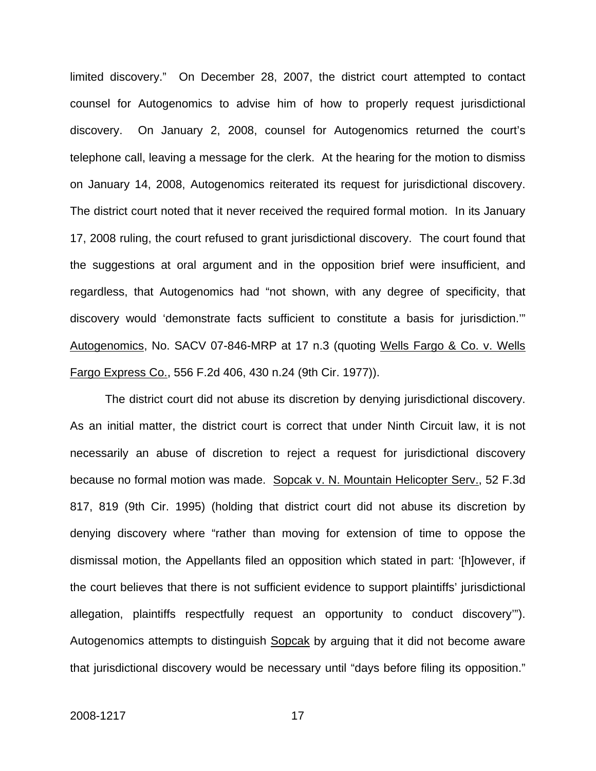limited discovery." On December 28, 2007, the district court attempted to contact counsel for Autogenomics to advise him of how to properly request jurisdictional discovery. On January 2, 2008, counsel for Autogenomics returned the court's telephone call, leaving a message for the clerk. At the hearing for the motion to dismiss on January 14, 2008, Autogenomics reiterated its request for jurisdictional discovery. The district court noted that it never received the required formal motion. In its January 17, 2008 ruling, the court refused to grant jurisdictional discovery. The court found that the suggestions at oral argument and in the opposition brief were insufficient, and regardless, that Autogenomics had "not shown, with any degree of specificity, that discovery would 'demonstrate facts sufficient to constitute a basis for jurisdiction.'" Autogenomics, No. SACV 07-846-MRP at 17 n.3 (quoting Wells Fargo & Co. v. Wells Fargo Express Co., 556 F.2d 406, 430 n.24 (9th Cir. 1977)).

The district court did not abuse its discretion by denying jurisdictional discovery. As an initial matter, the district court is correct that under Ninth Circuit law, it is not necessarily an abuse of discretion to reject a request for jurisdictional discovery because no formal motion was made. Sopcak v. N. Mountain Helicopter Serv., 52 F.3d 817, 819 (9th Cir. 1995) (holding that district court did not abuse its discretion by denying discovery where "rather than moving for extension of time to oppose the dismissal motion, the Appellants filed an opposition which stated in part: '[h]owever, if the court believes that there is not sufficient evidence to support plaintiffs' jurisdictional allegation, plaintiffs respectfully request an opportunity to conduct discovery'"). Autogenomics attempts to distinguish Sopcak by arguing that it did not become aware that jurisdictional discovery would be necessary until "days before filing its opposition."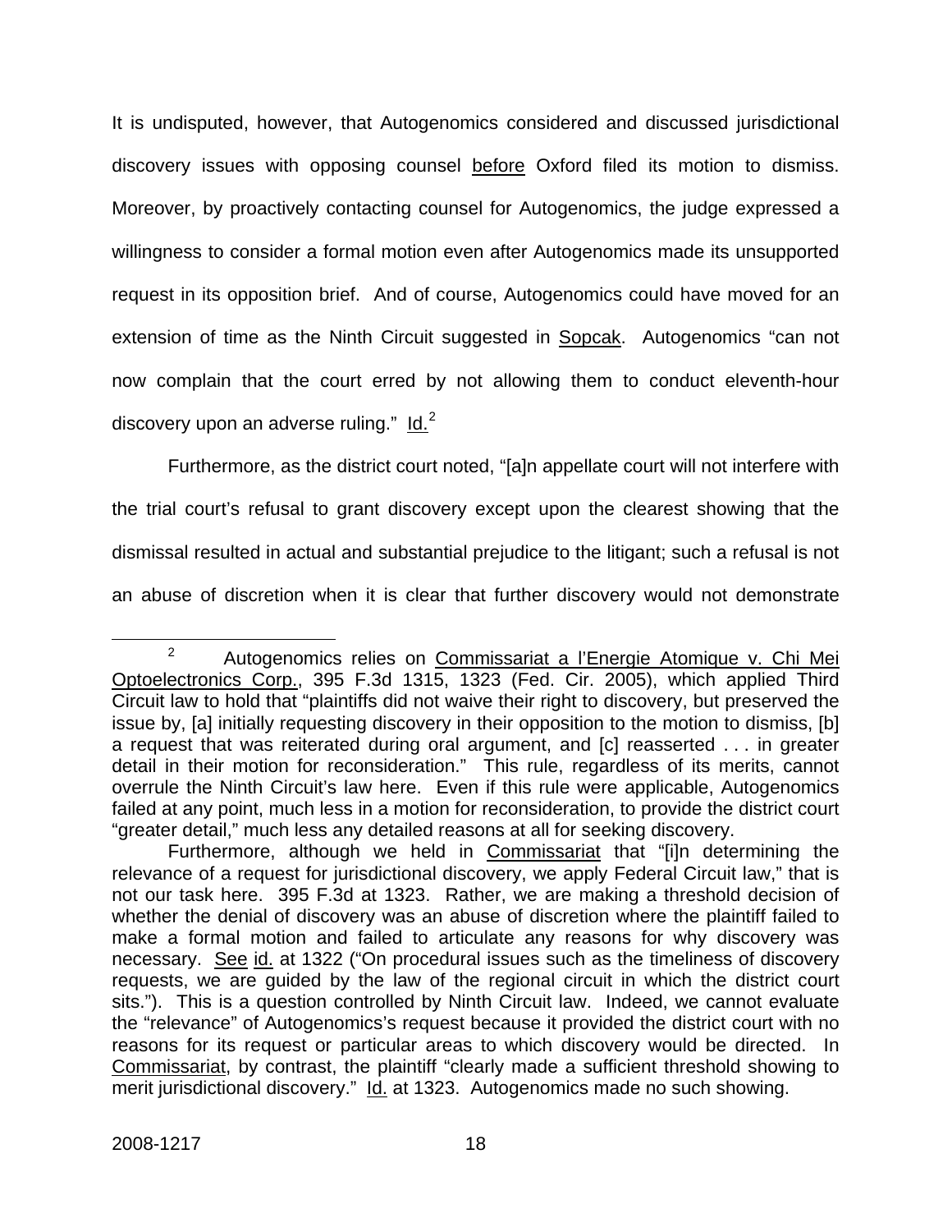It is undisputed, however, that Autogenomics considered and discussed jurisdictional discovery issues with opposing counsel before Oxford filed its motion to dismiss. Moreover, by proactively contacting counsel for Autogenomics, the judge expressed a willingness to consider a formal motion even after Autogenomics made its unsupported request in its opposition brief. And of course, Autogenomics could have moved for an extension of time as the Ninth Circuit suggested in Sopcak. Autogenomics "can not now complain that the court erred by not allowing them to conduct eleventh-hour discovery upon an adverse ruling." Id.[2]

Furthermore, as the district court noted, "[a]n appellate court will not interfere with the trial court's refusal to grant discovery except upon the clearest showing that the dismissal resulted in actual and substantial prejudice to the litigant; such a refusal is not an abuse of discretion when it is clear that further discovery would not demonstrate

---

[2] Autogenomics relies on Commissariat a l'Energie Atomique v. Chi Mei Optoelectronics Corp., 395 F.3d 1315, 1323 (Fed. Cir. 2005), which applied Third Circuit law to hold that "plaintiffs did not waive their right to discovery, but preserved the issue by, [a] initially requesting discovery in their opposition to the motion to dismiss, [b] a request that was reiterated during oral argument, and [c] reasserted . . . in greater detail in their motion for reconsideration." This rule, regardless of its merits, cannot overrule the Ninth Circuit's law here. Even if this rule were applicable, Autogenomics failed at any point, much less in a motion for reconsideration, to provide the district court "greater detail," much less any detailed reasons at all for seeking discovery.

Furthermore, although we held in Commissariat that "[i]n determining the relevance of a request for jurisdictional discovery, we apply Federal Circuit law," that is not our task here. 395 F.3d at 1323. Rather, we are making a threshold decision of whether the denial of discovery was an abuse of discretion where the plaintiff failed to make a formal motion and failed to articulate any reasons for why discovery was necessary. See id. at 1322 ("On procedural issues such as the timeliness of discovery requests, we are guided by the law of the regional circuit in which the district court sits."). This is a question controlled by Ninth Circuit law. Indeed, we cannot evaluate the "relevance" of Autogenomics's request because it provided the district court with no reasons for its request or particular areas to which discovery would be directed. In Commissariat, by contrast, the plaintiff "clearly made a sufficient threshold showing to merit jurisdictional discovery." Id. at 1323. Autogenomics made no such showing.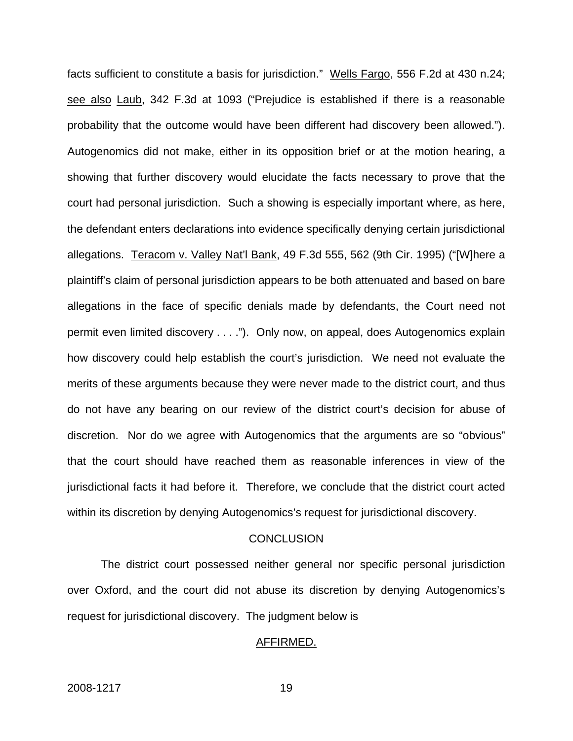facts sufficient to constitute a basis for jurisdiction." Wells Fargo, 556 F.2d at 430 n.24; see also Laub, 342 F.3d at 1093 ("Prejudice is established if there is a reasonable probability that the outcome would have been different had discovery been allowed."). Autogenomics did not make, either in its opposition brief or at the motion hearing, a showing that further discovery would elucidate the facts necessary to prove that the court had personal jurisdiction. Such a showing is especially important where, as here, the defendant enters declarations into evidence specifically denying certain jurisdictional allegations. Teracom v. Valley Nat'l Bank, 49 F.3d 555, 562 (9th Cir. 1995) ("[W]here a plaintiff's claim of personal jurisdiction appears to be both attenuated and based on bare allegations in the face of specific denials made by defendants, the Court need not permit even limited discovery . . . ."). Only now, on appeal, does Autogenomics explain how discovery could help establish the court's jurisdiction. We need not evaluate the merits of these arguments because they were never made to the district court, and thus do not have any bearing on our review of the district court's decision for abuse of discretion. Nor do we agree with Autogenomics that the arguments are so "obvious" that the court should have reached them as reasonable inferences in view of the jurisdictional facts it had before it. Therefore, we conclude that the district court acted within its discretion by denying Autogenomics's request for jurisdictional discovery.

## CONCLUSION

The district court possessed neither general nor specific personal jurisdiction over Oxford, and the court did not abuse its discretion by denying Autogenomics's request for jurisdictional discovery. The judgment below is

AFFIRMED.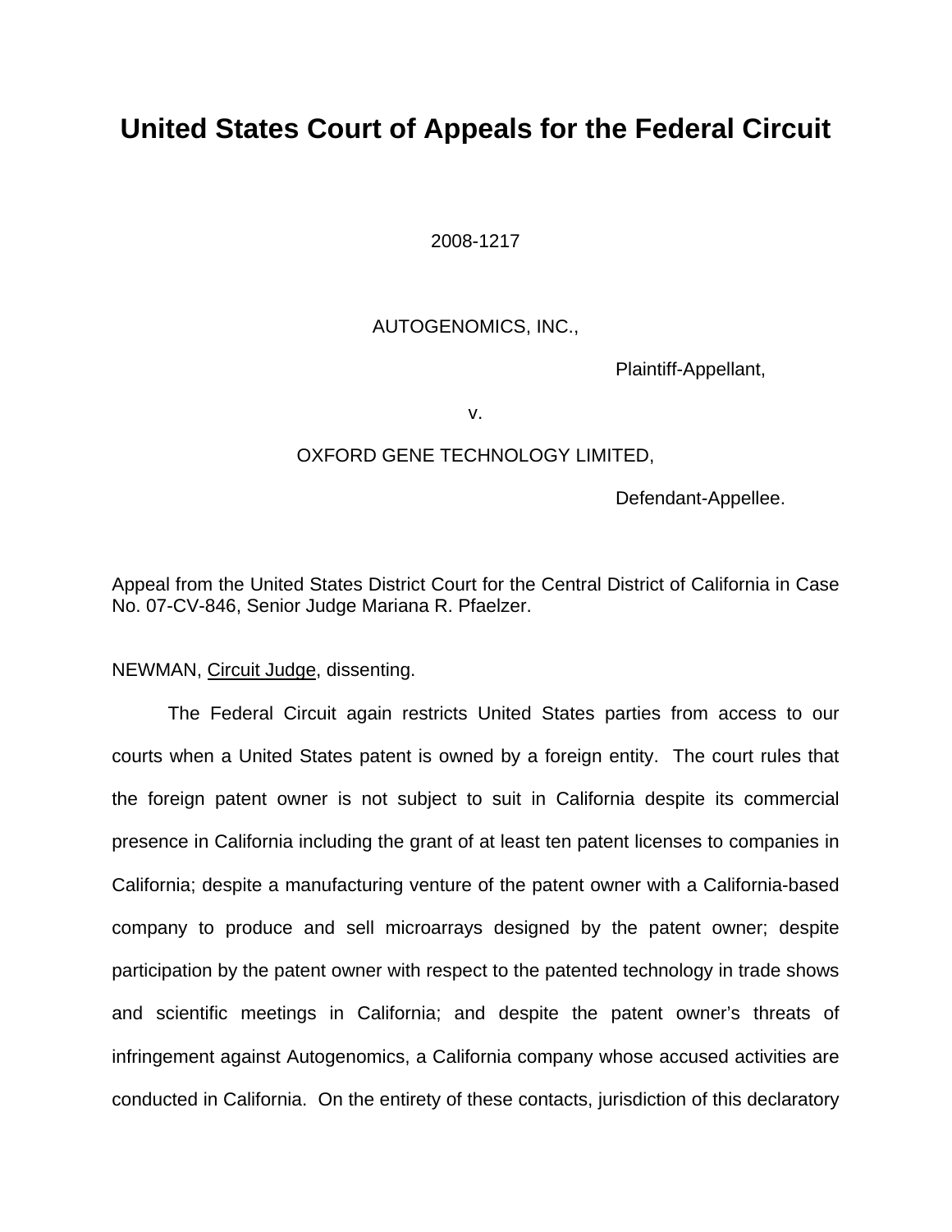# United States Court of Appeals for the Federal Circuit

2008-1217

AUTOGENOMICS, INC.,

Plaintiff-Appellant,

v.

OXFORD GENE TECHNOLOGY LIMITED,

Defendant-Appellee.

Appeal from the United States District Court for the Central District of California in Case No. 07-CV-846, Senior Judge Mariana R. Pfaelzer.

NEWMAN, Circuit Judge, dissenting.

The Federal Circuit again restricts United States parties from access to our courts when a United States patent is owned by a foreign entity. The court rules that the foreign patent owner is not subject to suit in California despite its commercial presence in California including the grant of at least ten patent licenses to companies in California; despite a manufacturing venture of the patent owner with a California-based company to produce and sell microarrays designed by the patent owner; despite participation by the patent owner with respect to the patented technology in trade shows and scientific meetings in California; and despite the patent owner's threats of infringement against Autogenomics, a California company whose accused activities are conducted in California. On the entirety of these contacts, jurisdiction of this declaratory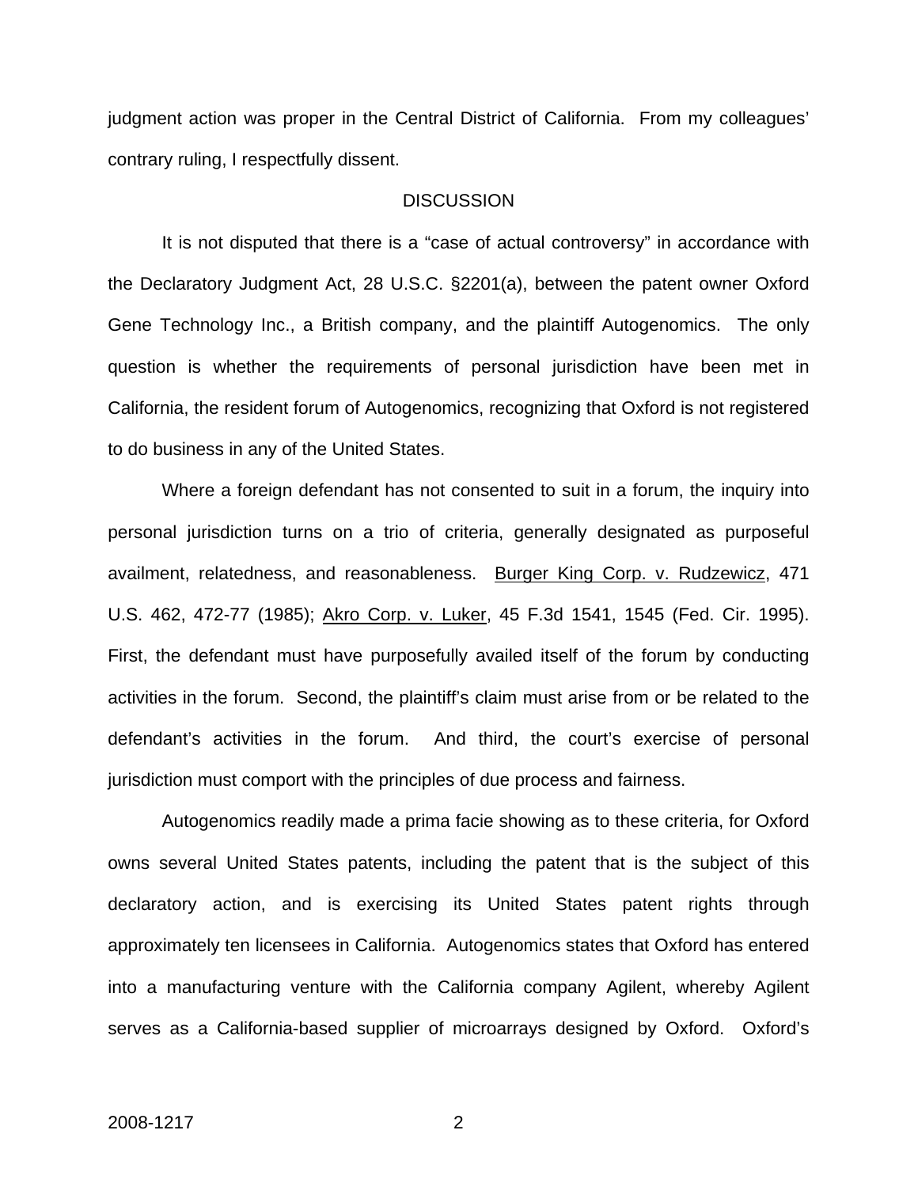judgment action was proper in the Central District of California. From my colleagues' contrary ruling, I respectfully dissent.

## DISCUSSION

It is not disputed that there is a "case of actual controversy" in accordance with the Declaratory Judgment Act, 28 U.S.C. §2201(a), between the patent owner Oxford Gene Technology Inc., a British company, and the plaintiff Autogenomics. The only question is whether the requirements of personal jurisdiction have been met in California, the resident forum of Autogenomics, recognizing that Oxford is not registered to do business in any of the United States.

Where a foreign defendant has not consented to suit in a forum, the inquiry into personal jurisdiction turns on a trio of criteria, generally designated as purposeful availment, relatedness, and reasonableness. Burger King Corp. v. Rudzewicz, 471 U.S. 462, 472-77 (1985); Akro Corp. v. Luker, 45 F.3d 1541, 1545 (Fed. Cir. 1995). First, the defendant must have purposefully availed itself of the forum by conducting activities in the forum. Second, the plaintiff's claim must arise from or be related to the defendant's activities in the forum. And third, the court's exercise of personal jurisdiction must comport with the principles of due process and fairness.

Autogenomics readily made a prima facie showing as to these criteria, for Oxford owns several United States patents, including the patent that is the subject of this declaratory action, and is exercising its United States patent rights through approximately ten licensees in California. Autogenomics states that Oxford has entered into a manufacturing venture with the California company Agilent, whereby Agilent serves as a California-based supplier of microarrays designed by Oxford. Oxford's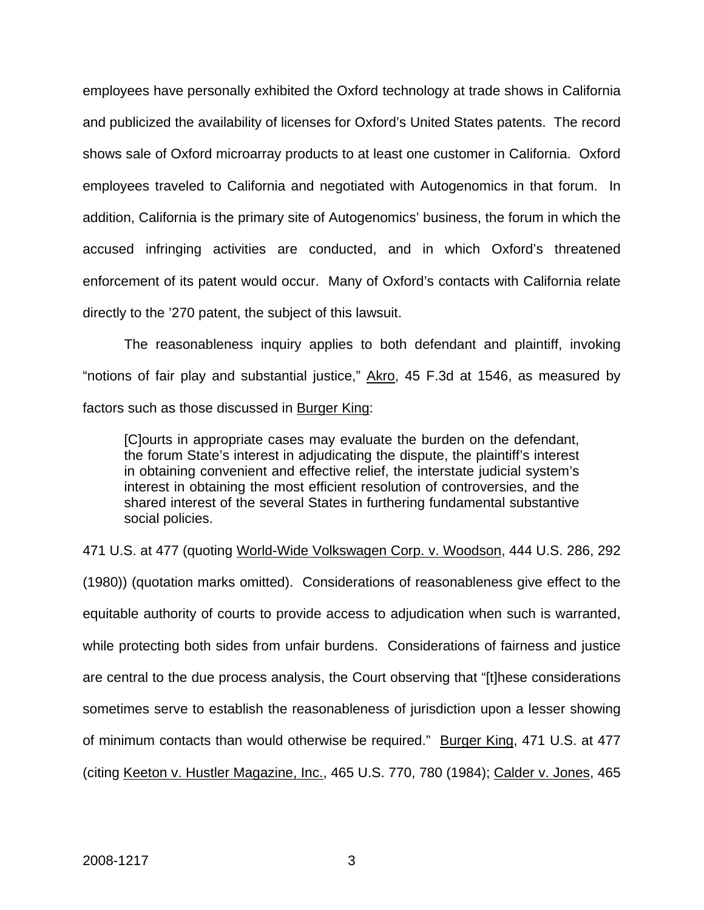employees have personally exhibited the Oxford technology at trade shows in California and publicized the availability of licenses for Oxford's United States patents. The record shows sale of Oxford microarray products to at least one customer in California. Oxford employees traveled to California and negotiated with Autogenomics in that forum. In addition, California is the primary site of Autogenomics' business, the forum in which the accused infringing activities are conducted, and in which Oxford's threatened enforcement of its patent would occur. Many of Oxford's contacts with California relate directly to the '270 patent, the subject of this lawsuit.

The reasonableness inquiry applies to both defendant and plaintiff, invoking "notions of fair play and substantial justice," Akro, 45 F.3d at 1546, as measured by factors such as those discussed in Burger King:

> [C]ourts in appropriate cases may evaluate the burden on the defendant, the forum State's interest in adjudicating the dispute, the plaintiff's interest in obtaining convenient and effective relief, the interstate judicial system's interest in obtaining the most efficient resolution of controversies, and the shared interest of the several States in furthering fundamental substantive social policies.

471 U.S. at 477 (quoting World-Wide Volkswagen Corp. v. Woodson, 444 U.S. 286, 292 (1980)) (quotation marks omitted). Considerations of reasonableness give effect to the equitable authority of courts to provide access to adjudication when such is warranted, while protecting both sides from unfair burdens. Considerations of fairness and justice are central to the due process analysis, the Court observing that "[t]hese considerations sometimes serve to establish the reasonableness of jurisdiction upon a lesser showing of minimum contacts than would otherwise be required." Burger King, 471 U.S. at 477 (citing Keeton v. Hustler Magazine, Inc., 465 U.S. 770, 780 (1984); Calder v. Jones, 465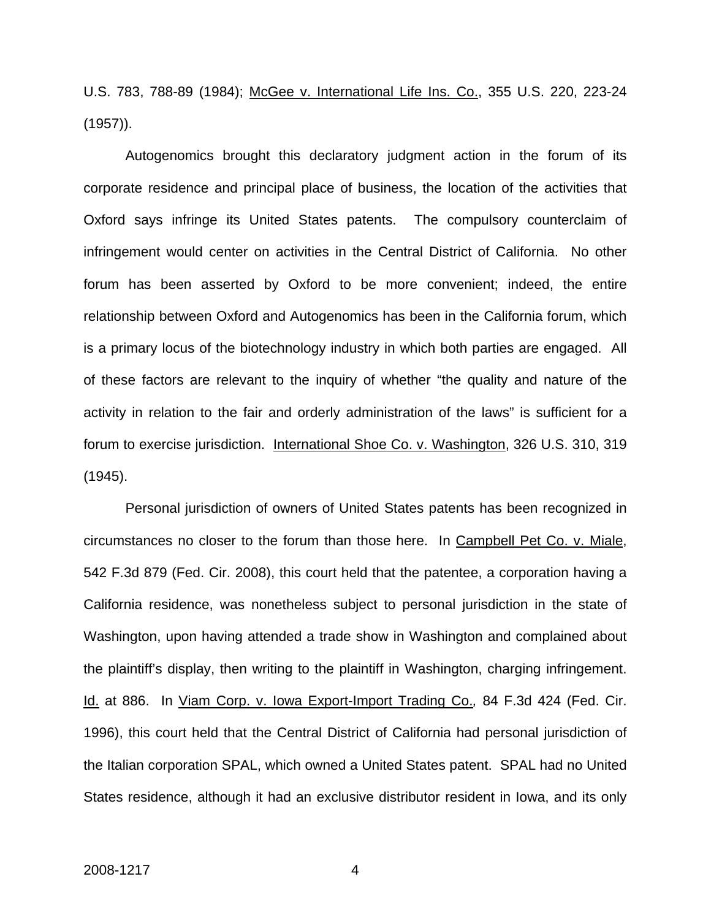U.S. 783, 788-89 (1984); McGee v. International Life Ins. Co., 355 U.S. 220, 223-24 (1957)).

Autogenomics brought this declaratory judgment action in the forum of its corporate residence and principal place of business, the location of the activities that Oxford says infringe its United States patents. The compulsory counterclaim of infringement would center on activities in the Central District of California. No other forum has been asserted by Oxford to be more convenient; indeed, the entire relationship between Oxford and Autogenomics has been in the California forum, which is a primary locus of the biotechnology industry in which both parties are engaged. All of these factors are relevant to the inquiry of whether "the quality and nature of the activity in relation to the fair and orderly administration of the laws" is sufficient for a forum to exercise jurisdiction. International Shoe Co. v. Washington, 326 U.S. 310, 319 (1945).

Personal jurisdiction of owners of United States patents has been recognized in circumstances no closer to the forum than those here. In Campbell Pet Co. v. Miale, 542 F.3d 879 (Fed. Cir. 2008), this court held that the patentee, a corporation having a California residence, was nonetheless subject to personal jurisdiction in the state of Washington, upon having attended a trade show in Washington and complained about the plaintiff's display, then writing to the plaintiff in Washington, charging infringement. Id. at 886. In Viam Corp. v. Iowa Export-Import Trading Co., 84 F.3d 424 (Fed. Cir. 1996), this court held that the Central District of California had personal jurisdiction of the Italian corporation SPAL, which owned a United States patent. SPAL had no United States residence, although it had an exclusive distributor resident in Iowa, and its only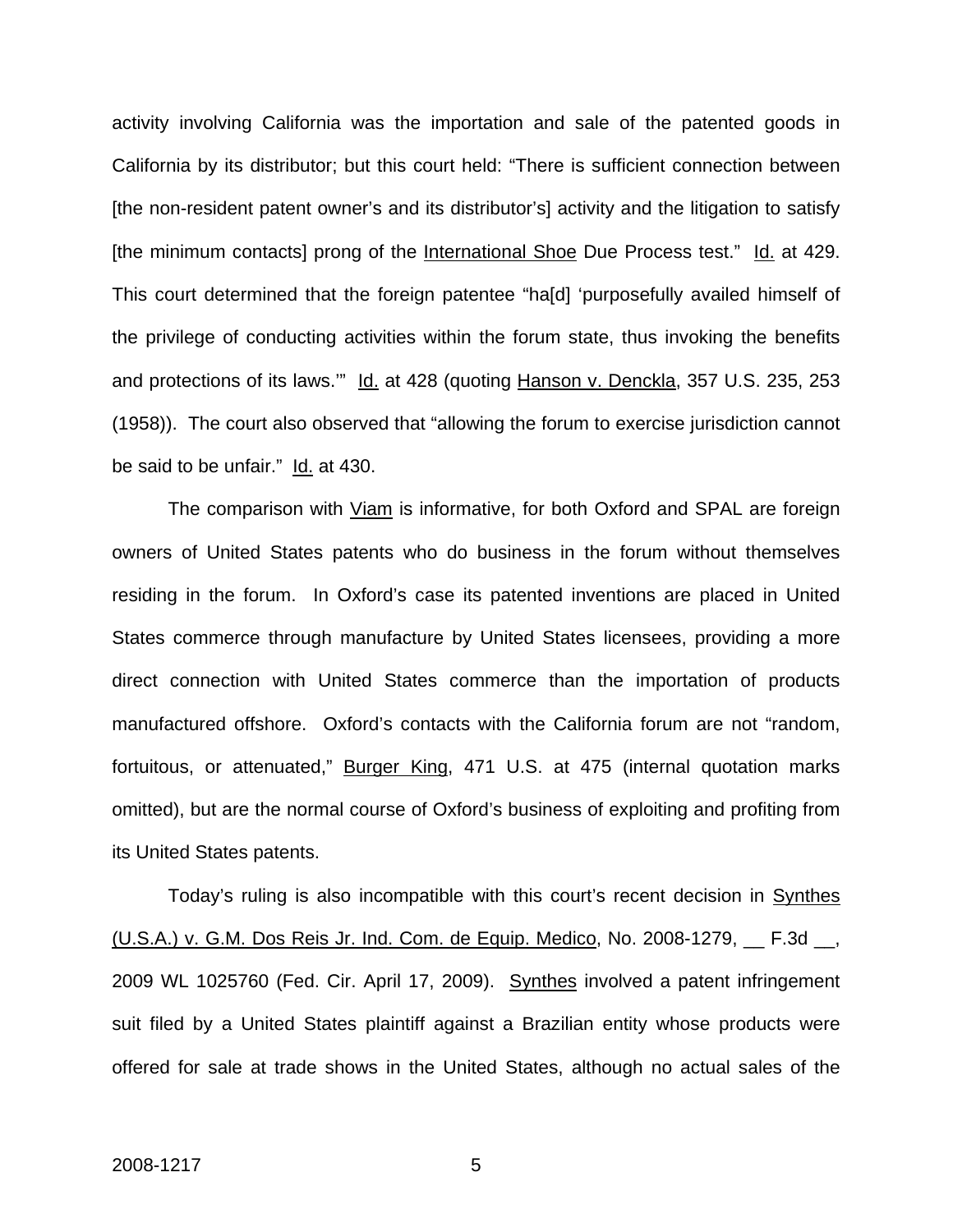activity involving California was the importation and sale of the patented goods in California by its distributor; but this court held: "There is sufficient connection between [the non-resident patent owner's and its distributor's] activity and the litigation to satisfy [the minimum contacts] prong of the International Shoe Due Process test." Id. at 429. This court determined that the foreign patentee "ha[d] 'purposefully availed himself of the privilege of conducting activities within the forum state, thus invoking the benefits and protections of its laws.'" Id. at 428 (quoting Hanson v. Denckla, 357 U.S. 235, 253 (1958)). The court also observed that "allowing the forum to exercise jurisdiction cannot be said to be unfair." Id. at 430.

The comparison with Viam is informative, for both Oxford and SPAL are foreign owners of United States patents who do business in the forum without themselves residing in the forum. In Oxford's case its patented inventions are placed in United States commerce through manufacture by United States licensees, providing a more direct connection with United States commerce than the importation of products manufactured offshore. Oxford's contacts with the California forum are not "random, fortuitous, or attenuated," Burger King, 471 U.S. at 475 (internal quotation marks omitted), but are the normal course of Oxford's business of exploiting and profiting from its United States patents.

Today's ruling is also incompatible with this court's recent decision in Synthes (U.S.A.) v. G.M. Dos Reis Jr. Ind. Com. de Equip. Medico, No. 2008-1279, __ F.3d __, 2009 WL 1025760 (Fed. Cir. April 17, 2009). Synthes involved a patent infringement suit filed by a United States plaintiff against a Brazilian entity whose products were offered for sale at trade shows in the United States, although no actual sales of the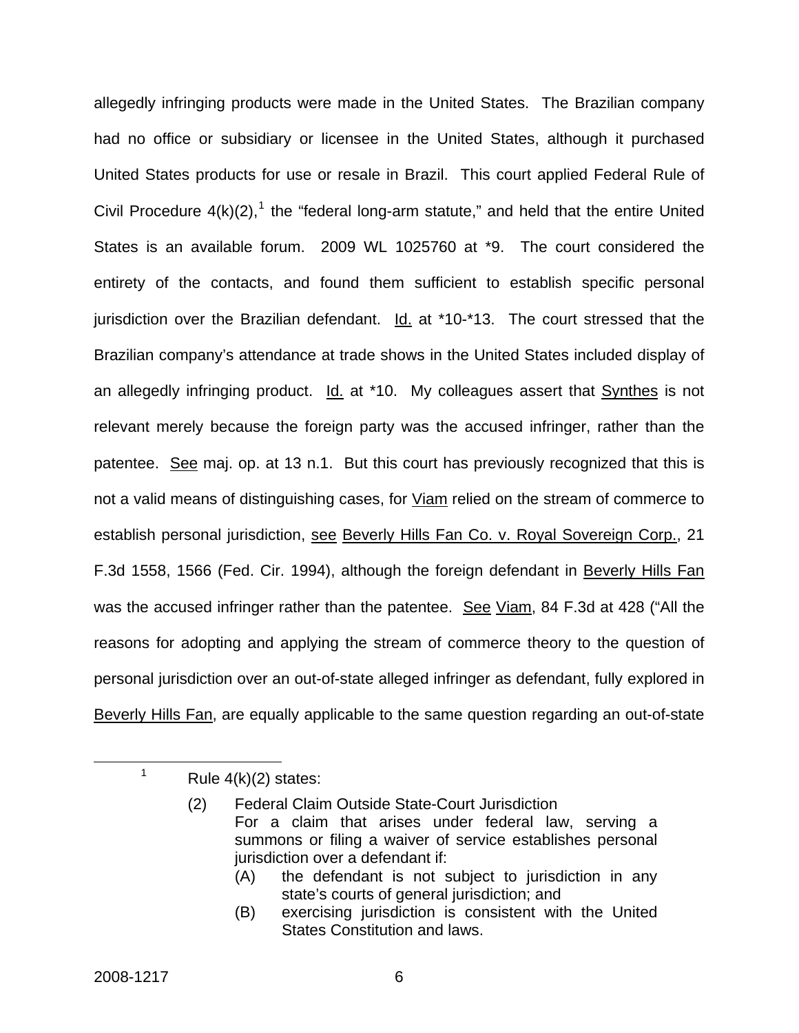allegedly infringing products were made in the United States. The Brazilian company had no office or subsidiary or licensee in the United States, although it purchased United States products for use or resale in Brazil. This court applied Federal Rule of Civil Procedure 4(k)(2),[1] the "federal long-arm statute," and held that the entire United States is an available forum. 2009 WL 1025760 at *9. The court considered the entirety of the contacts, and found them sufficient to establish specific personal jurisdiction over the Brazilian defendant. Id. at *10-*13. The court stressed that the Brazilian company's attendance at trade shows in the United States included display of an allegedly infringing product. Id. at *10. My colleagues assert that Synthes is not relevant merely because the foreign party was the accused infringer, rather than the patentee. See maj. op. at 13 n.1. But this court has previously recognized that this is not a valid means of distinguishing cases, for Viam relied on the stream of commerce to establish personal jurisdiction, see Beverly Hills Fan Co. v. Royal Sovereign Corp., 21 F.3d 1558, 1566 (Fed. Cir. 1994), although the foreign defendant in Beverly Hills Fan was the accused infringer rather than the patentee. See Viam, 84 F.3d at 428 ("All the reasons for adopting and applying the stream of commerce theory to the question of personal jurisdiction over an out-of-state alleged infringer as defendant, fully explored in Beverly Hills Fan, are equally applicable to the same question regarding an out-of-state

---

[1] Rule 4(k)(2) states:

> (2) Federal Claim Outside State-Court Jurisdiction
> For a claim that arises under federal law, serving a summons or filing a waiver of service establishes personal jurisdiction over a defendant if:
> (A) the defendant is not subject to jurisdiction in any state's courts of general jurisdiction; and
> (B) exercising jurisdiction is consistent with the United States Constitution and laws.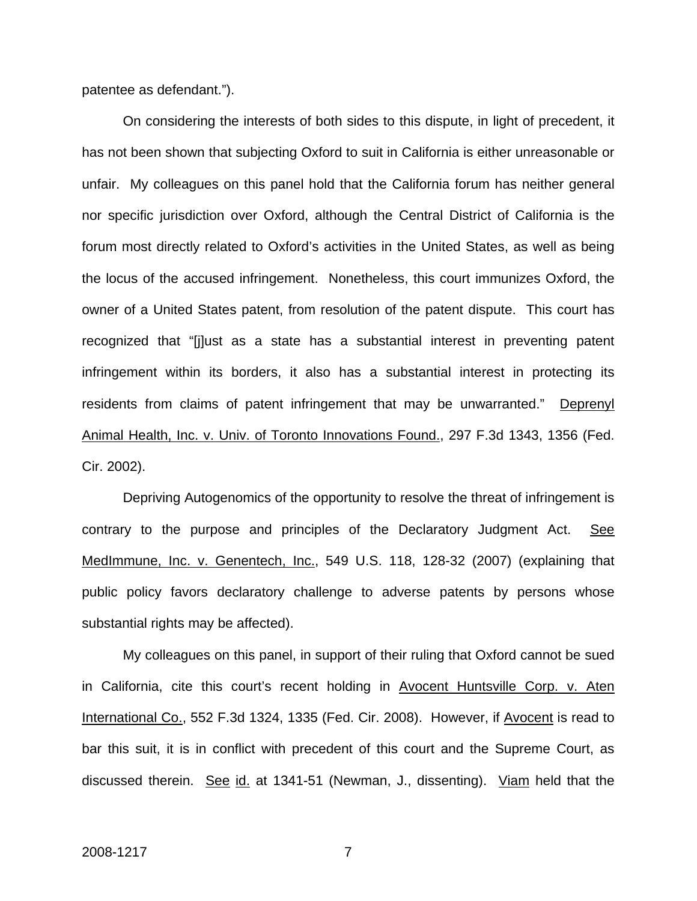patentee as defendant.").

On considering the interests of both sides to this dispute, in light of precedent, it has not been shown that subjecting Oxford to suit in California is either unreasonable or unfair. My colleagues on this panel hold that the California forum has neither general nor specific jurisdiction over Oxford, although the Central District of California is the forum most directly related to Oxford's activities in the United States, as well as being the locus of the accused infringement. Nonetheless, this court immunizes Oxford, the owner of a United States patent, from resolution of the patent dispute. This court has recognized that "[j]ust as a state has a substantial interest in preventing patent infringement within its borders, it also has a substantial interest in protecting its residents from claims of patent infringement that may be unwarranted." Deprenyl Animal Health, Inc. v. Univ. of Toronto Innovations Found., 297 F.3d 1343, 1356 (Fed. Cir. 2002).

Depriving Autogenomics of the opportunity to resolve the threat of infringement is contrary to the purpose and principles of the Declaratory Judgment Act. See MedImmune, Inc. v. Genentech, Inc., 549 U.S. 118, 128-32 (2007) (explaining that public policy favors declaratory challenge to adverse patents by persons whose substantial rights may be affected).

My colleagues on this panel, in support of their ruling that Oxford cannot be sued in California, cite this court's recent holding in Avocent Huntsville Corp. v. Aten International Co., 552 F.3d 1324, 1335 (Fed. Cir. 2008). However, if Avocent is read to bar this suit, it is in conflict with precedent of this court and the Supreme Court, as discussed therein. See id. at 1341-51 (Newman, J., dissenting). Viam held that the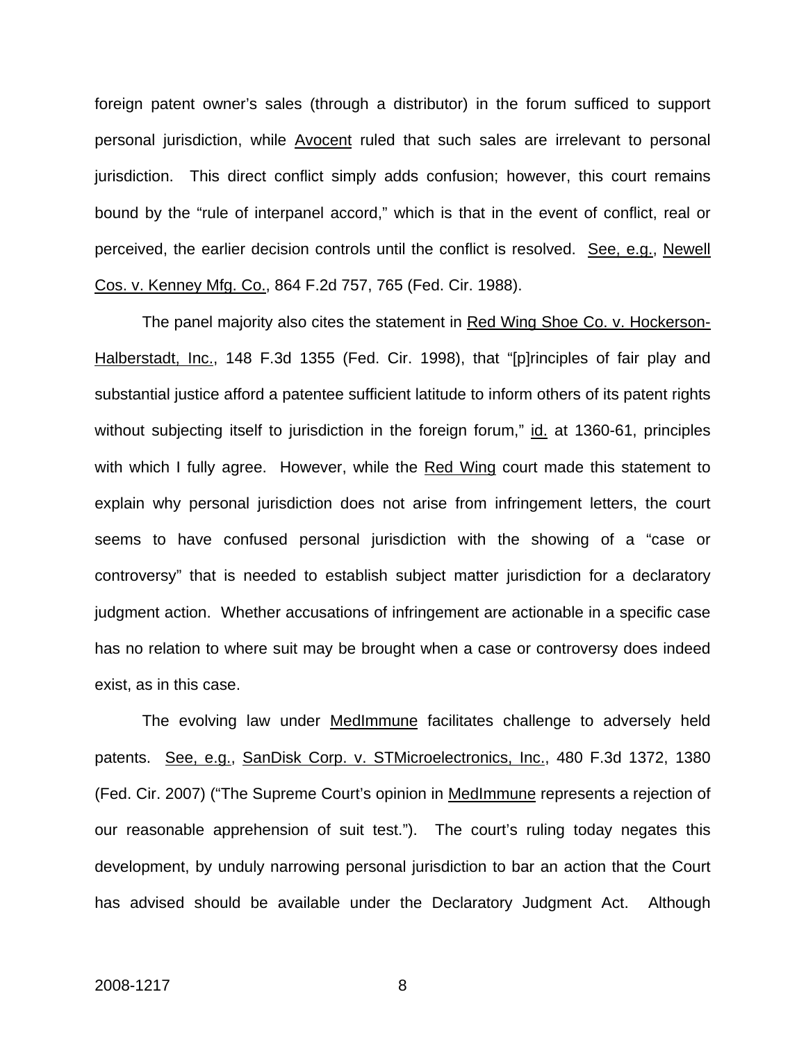foreign patent owner's sales (through a distributor) in the forum sufficed to support personal jurisdiction, while Avocent ruled that such sales are irrelevant to personal jurisdiction. This direct conflict simply adds confusion; however, this court remains bound by the "rule of interpanel accord," which is that in the event of conflict, real or perceived, the earlier decision controls until the conflict is resolved. See, e.g., Newell Cos. v. Kenney Mfg. Co., 864 F.2d 757, 765 (Fed. Cir. 1988).

The panel majority also cites the statement in Red Wing Shoe Co. v. Hockerson-Halberstadt, Inc., 148 F.3d 1355 (Fed. Cir. 1998), that "[p]rinciples of fair play and substantial justice afford a patentee sufficient latitude to inform others of its patent rights without subjecting itself to jurisdiction in the foreign forum," id. at 1360-61, principles with which I fully agree. However, while the Red Wing court made this statement to explain why personal jurisdiction does not arise from infringement letters, the court seems to have confused personal jurisdiction with the showing of a "case or controversy" that is needed to establish subject matter jurisdiction for a declaratory judgment action. Whether accusations of infringement are actionable in a specific case has no relation to where suit may be brought when a case or controversy does indeed exist, as in this case.

The evolving law under MedImmune facilitates challenge to adversely held patents. See, e.g., SanDisk Corp. v. STMicroelectronics, Inc., 480 F.3d 1372, 1380 (Fed. Cir. 2007) ("The Supreme Court's opinion in MedImmune represents a rejection of our reasonable apprehension of suit test."). The court's ruling today negates this development, by unduly narrowing personal jurisdiction to bar an action that the Court has advised should be available under the Declaratory Judgment Act. Although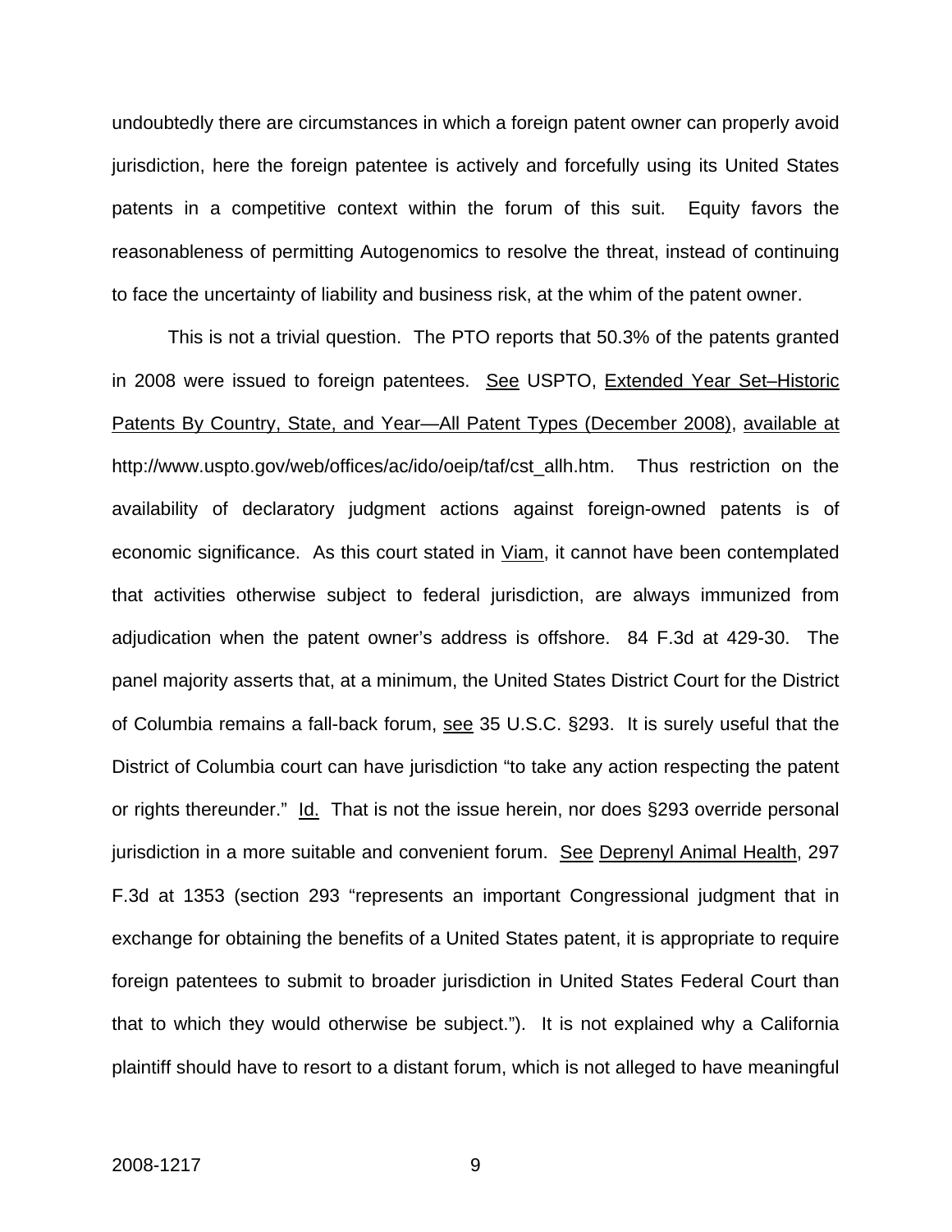undoubtedly there are circumstances in which a foreign patent owner can properly avoid jurisdiction, here the foreign patentee is actively and forcefully using its United States patents in a competitive context within the forum of this suit. Equity favors the reasonableness of permitting Autogenomics to resolve the threat, instead of continuing to face the uncertainty of liability and business risk, at the whim of the patent owner.

This is not a trivial question. The PTO reports that 50.3% of the patents granted in 2008 were issued to foreign patentees. See USPTO, Extended Year Set–Historic Patents By Country, State, and Year—All Patent Types (December 2008), available at http://www.uspto.gov/web/offices/ac/ido/oeip/taf/cst_allh.htm. Thus restriction on the availability of declaratory judgment actions against foreign-owned patents is of economic significance. As this court stated in Viam, it cannot have been contemplated that activities otherwise subject to federal jurisdiction, are always immunized from adjudication when the patent owner's address is offshore. 84 F.3d at 429-30. The panel majority asserts that, at a minimum, the United States District Court for the District of Columbia remains a fall-back forum, see 35 U.S.C. §293. It is surely useful that the District of Columbia court can have jurisdiction "to take any action respecting the patent or rights thereunder." Id. That is not the issue herein, nor does §293 override personal jurisdiction in a more suitable and convenient forum. See Deprenyl Animal Health, 297 F.3d at 1353 (section 293 "represents an important Congressional judgment that in exchange for obtaining the benefits of a United States patent, it is appropriate to require foreign patentees to submit to broader jurisdiction in United States Federal Court than that to which they would otherwise be subject."). It is not explained why a California plaintiff should have to resort to a distant forum, which is not alleged to have meaningful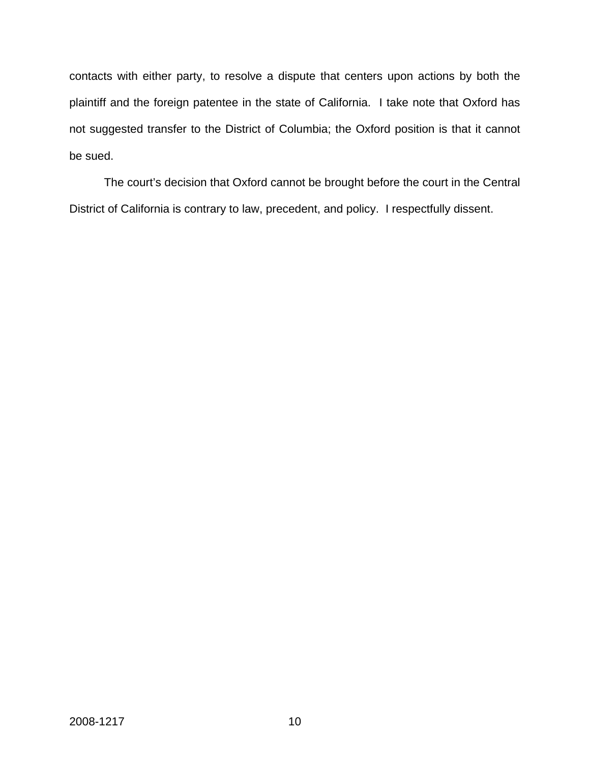contacts with either party, to resolve a dispute that centers upon actions by both the plaintiff and the foreign patentee in the state of California. I take note that Oxford has not suggested transfer to the District of Columbia; the Oxford position is that it cannot be sued.

The court's decision that Oxford cannot be brought before the court in the Central District of California is contrary to law, precedent, and policy. I respectfully dissent.